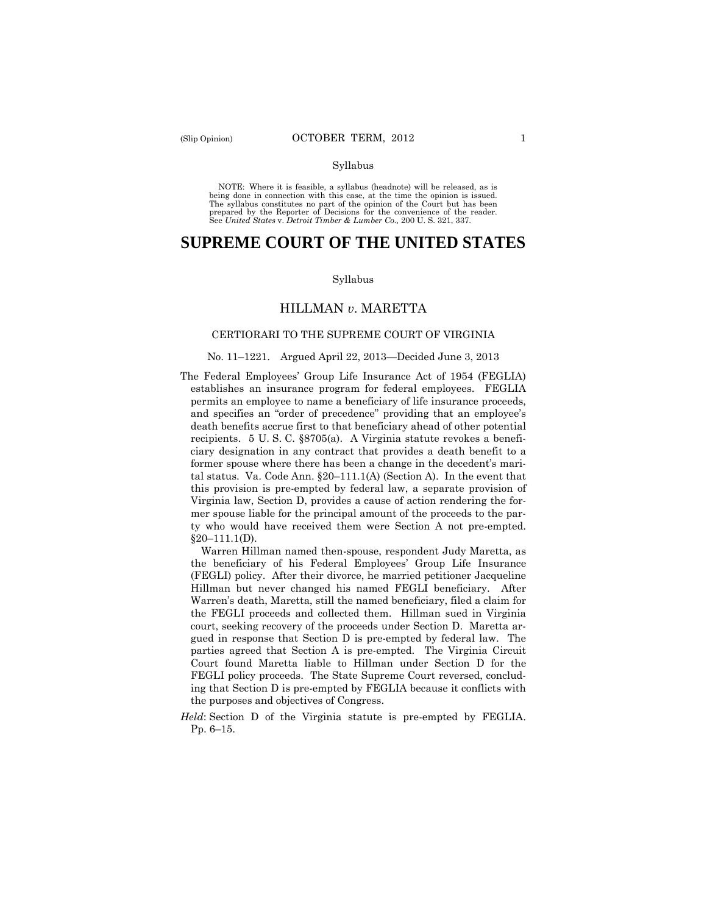Syllabus

NOTE: Where it is feasible, a syllabus (headnote) will be released, as is being done in connection with this case, at the time the opinion is issued. The syllabus constitutes no part of the opinion of the Court but has been prepared by the Reporter of Decisions for the convenience of the reader. See *United States* v. *Detroit Timber & Lumber Co.,* 200 U. S. 321, 337.

# SUPREME COURT OF THE UNITED STATES

Syllabus

## HILLMAN *v.* MARETTA

### CERTIORARI TO THE SUPREME COURT OF VIRGINIA

No. 11–1221. Argued April 22, 2013—Decided June 3, 2013

The Federal Employees' Group Life Insurance Act of 1954 (FEGLIA) establishes an insurance program for federal employees. FEGLIA permits an employee to name a beneficiary of life insurance proceeds, and specifies an "order of precedence" providing that an employee's death benefits accrue first to that beneficiary ahead of other potential recipients. 5 U. S. C. §8705(a). A Virginia statute revokes a beneficiary designation in any contract that provides a death benefit to a former spouse where there has been a change in the decedent's marital status. Va. Code Ann. §20–111.1(A) (Section A). In the event that this provision is pre-empted by federal law, a separate provision of Virginia law, Section D, provides a cause of action rendering the former spouse liable for the principal amount of the proceeds to the party who would have received them were Section A not pre-empted. §20–111.1(D).

Warren Hillman named then-spouse, respondent Judy Maretta, as the beneficiary of his Federal Employees' Group Life Insurance (FEGLI) policy. After their divorce, he married petitioner Jacqueline Hillman but never changed his named FEGLI beneficiary. After Warren's death, Maretta, still the named beneficiary, filed a claim for the FEGLI proceeds and collected them. Hillman sued in Virginia court, seeking recovery of the proceeds under Section D. Maretta argued in response that Section D is pre-empted by federal law. The parties agreed that Section A is pre-empted. The Virginia Circuit Court found Maretta liable to Hillman under Section D for the FEGLI policy proceeds. The State Supreme Court reversed, concluding that Section D is pre-empted by FEGLIA because it conflicts with the purposes and objectives of Congress.

*Held*: Section D of the Virginia statute is pre-empted by FEGLIA. Pp. 6–15.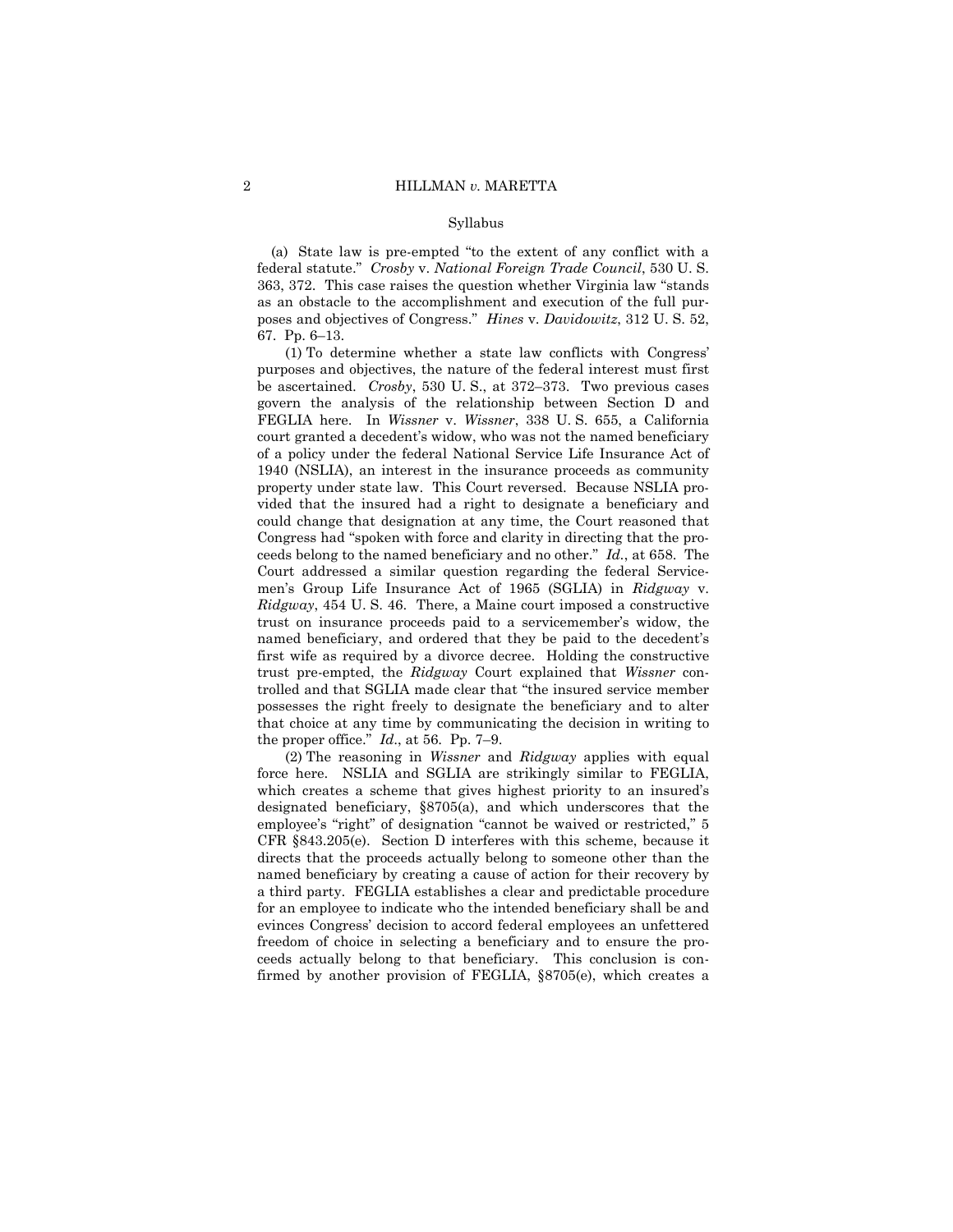Syllabus

(a) State law is pre-empted "to the extent of any conflict with a federal statute." *Crosby* v. *National Foreign Trade Council*, 530 U. S. 363, 372. This case raises the question whether Virginia law "stands as an obstacle to the accomplishment and execution of the full purposes and objectives of Congress." *Hines* v. *Davidowitz*, 312 U. S. 52, 67. Pp. 6–13.

(1) To determine whether a state law conflicts with Congress' purposes and objectives, the nature of the federal interest must first be ascertained. *Crosby*, 530 U. S., at 372–373. Two previous cases govern the analysis of the relationship between Section D and FEGLIA here. In *Wissner* v. *Wissner*, 338 U. S. 655, a California court granted a decedent's widow, who was not the named beneficiary of a policy under the federal National Service Life Insurance Act of 1940 (NSLIA), an interest in the insurance proceeds as community property under state law. This Court reversed. Because NSLIA provided that the insured had a right to designate a beneficiary and could change that designation at any time, the Court reasoned that Congress had "spoken with force and clarity in directing that the proceeds belong to the named beneficiary and no other." *Id.*, at 658. The Court addressed a similar question regarding the federal Servicemen's Group Life Insurance Act of 1965 (SGLIA) in *Ridgway* v. *Ridgway*, 454 U. S. 46. There, a Maine court imposed a constructive trust on insurance proceeds paid to a servicemember's widow, the named beneficiary, and ordered that they be paid to the decedent's first wife as required by a divorce decree. Holding the constructive trust pre-empted, the *Ridgway* Court explained that *Wissner* controlled and that SGLIA made clear that "the insured service member possesses the right freely to designate the beneficiary and to alter that choice at any time by communicating the decision in writing to the proper office." *Id.*, at 56. Pp. 7–9.

(2) The reasoning in *Wissner* and *Ridgway* applies with equal force here. NSLIA and SGLIA are strikingly similar to FEGLIA, which creates a scheme that gives highest priority to an insured's designated beneficiary, §8705(a), and which underscores that the employee's "right" of designation "cannot be waived or restricted," 5 CFR §843.205(e). Section D interferes with this scheme, because it directs that the proceeds actually belong to someone other than the named beneficiary by creating a cause of action for their recovery by a third party. FEGLIA establishes a clear and predictable procedure for an employee to indicate who the intended beneficiary shall be and evinces Congress' decision to accord federal employees an unfettered freedom of choice in selecting a beneficiary and to ensure the proceeds actually belong to that beneficiary. This conclusion is confirmed by another provision of FEGLIA, §8705(e), which creates a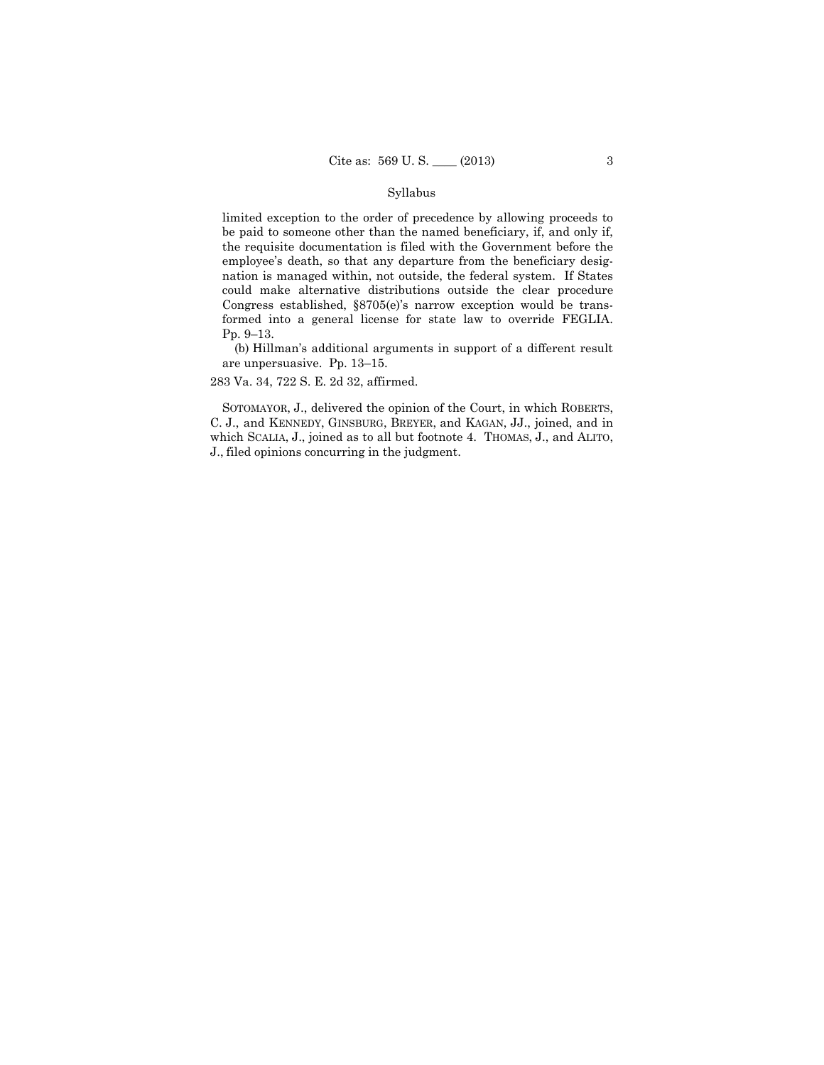limited exception to the order of precedence by allowing proceeds to be paid to someone other than the named beneficiary, if, and only if, the requisite documentation is filed with the Government before the employee's death, so that any departure from the beneficiary designation is managed within, not outside, the federal system. If States could make alternative distributions outside the clear procedure Congress established, §8705(e)'s narrow exception would be transformed into a general license for state law to override FEGLIA. Pp. 9–13.

(b) Hillman's additional arguments in support of a different result are unpersuasive. Pp. 13–15.

283 Va. 34, 722 S. E. 2d 32, affirmed.

SOTOMAYOR, J., delivered the opinion of the Court, in which ROBERTS, C. J., and KENNEDY, GINSBURG, BREYER, and KAGAN, JJ., joined, and in which SCALIA, J., joined as to all but footnote 4. THOMAS, J., and ALITO, J., filed opinions concurring in the judgment.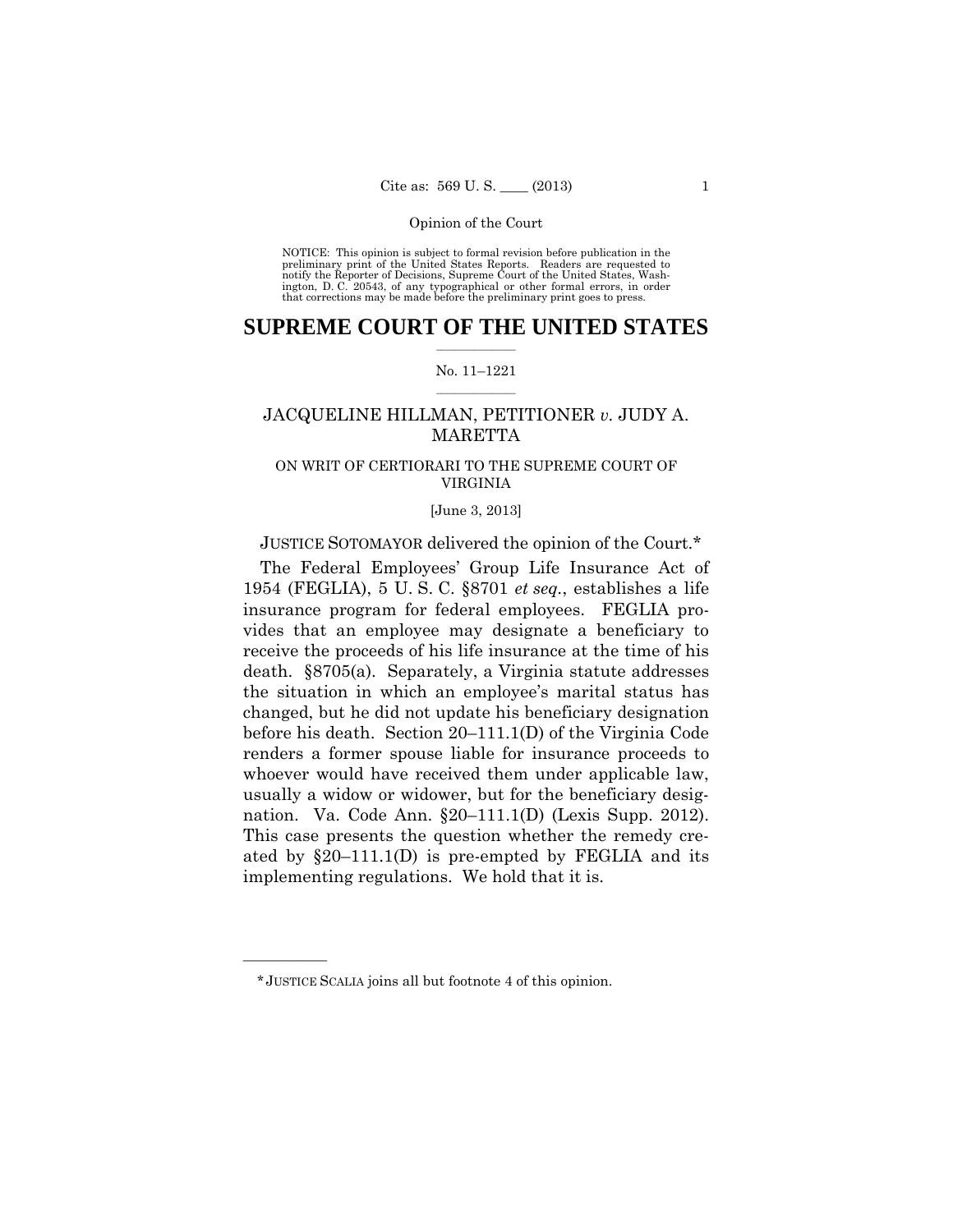Opinion of the Court

NOTICE: This opinion is subject to formal revision before publication in the preliminary print of the United States Reports. Readers are requested to notify the Reporter of Decisions, Supreme Court of the United States, Washington, D. C. 20543, of any typographical or other formal errors, in order that corrections may be made before the preliminary print goes to press.

# SUPREME COURT OF THE UNITED STATES

No. 11–1221

## JACQUELINE HILLMAN, PETITIONER *v.* JUDY A. MARETTA

ON WRIT OF CERTIORARI TO THE SUPREME COURT OF VIRGINIA

[June 3, 2013]

JUSTICE SOTOMAYOR delivered the opinion of the Court.*

The Federal Employees' Group Life Insurance Act of 1954 (FEGLIA), 5 U. S. C. §8701 *et seq.*, establishes a life insurance program for federal employees. FEGLIA provides that an employee may designate a beneficiary to receive the proceeds of his life insurance at the time of his death. §8705(a). Separately, a Virginia statute addresses the situation in which an employee's marital status has changed, but he did not update his beneficiary designation before his death. Section 20–111.1(D) of the Virginia Code renders a former spouse liable for insurance proceeds to whoever would have received them under applicable law, usually a widow or widower, but for the beneficiary designation. Va. Code Ann. §20–111.1(D) (Lexis Supp. 2012). This case presents the question whether the remedy created by §20–111.1(D) is pre-empted by FEGLIA and its implementing regulations. We hold that it is.

---

* JUSTICE SCALIA joins all but footnote 4 of this opinion.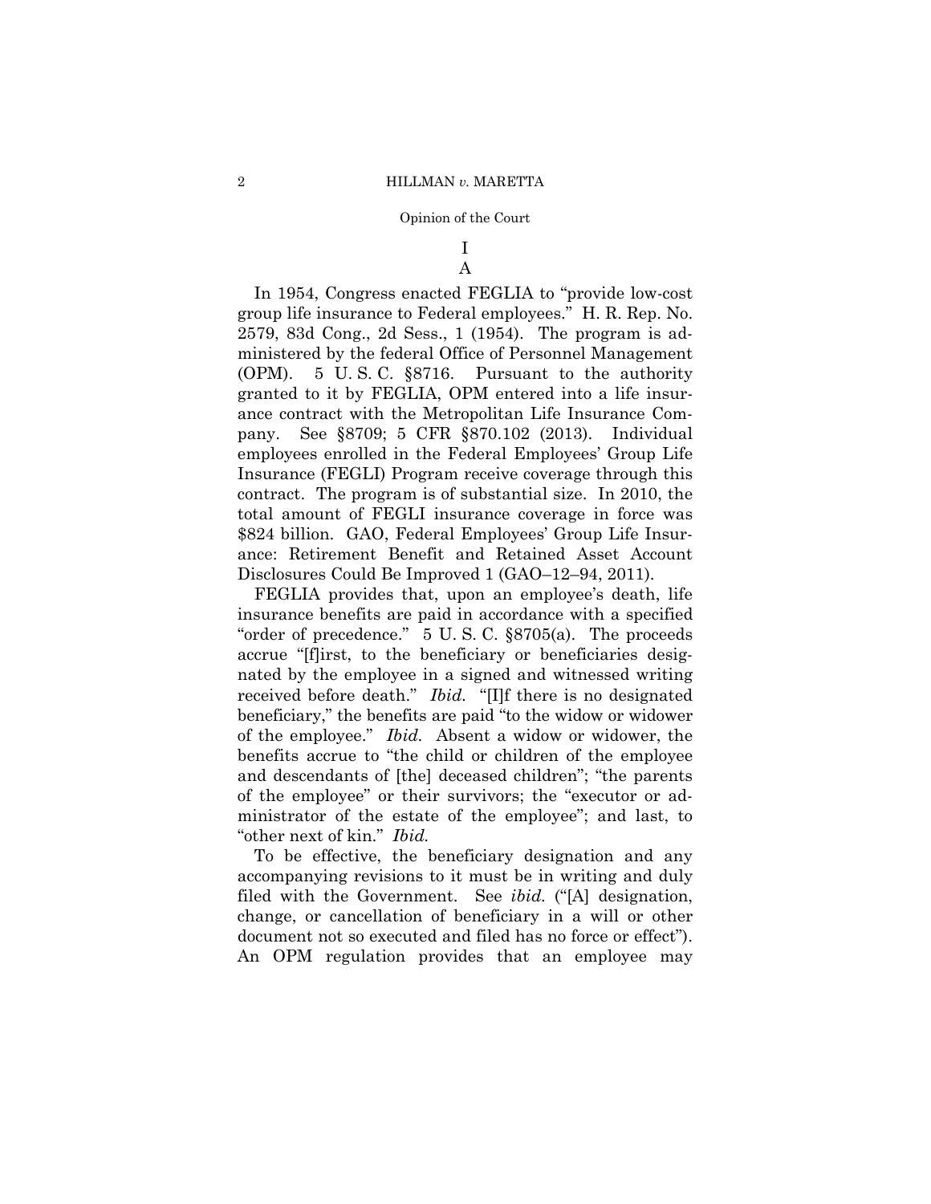# I

## A

In 1954, Congress enacted FEGLIA to "provide low-cost group life insurance to Federal employees." H. R. Rep. No. 2579, 83d Cong., 2d Sess., 1 (1954). The program is administered by the federal Office of Personnel Management (OPM). 5 U. S. C. §8716. Pursuant to the authority granted to it by FEGLIA, OPM entered into a life insurance contract with the Metropolitan Life Insurance Company. See §8709; 5 CFR §870.102 (2013). Individual employees enrolled in the Federal Employees' Group Life Insurance (FEGLI) Program receive coverage through this contract. The program is of substantial size. In 2010, the total amount of FEGLI insurance coverage in force was $824 billion. GAO, Federal Employees' Group Life Insurance: Retirement Benefit and Retained Asset Account Disclosures Could Be Improved 1 (GAO–12–94, 2011).

FEGLIA provides that, upon an employee's death, life insurance benefits are paid in accordance with a specified "order of precedence." 5 U. S. C. §8705(a). The proceeds accrue "[f]irst, to the beneficiary or beneficiaries designated by the employee in a signed and witnessed writing received before death." *Ibid.* "[I]f there is no designated beneficiary," the benefits are paid "to the widow or widower of the employee." *Ibid.* Absent a widow or widower, the benefits accrue to "the child or children of the employee and descendants of [the] deceased children"; "the parents of the employee" or their survivors; the "executor or administrator of the estate of the employee"; and last, to "other next of kin." *Ibid.*

To be effective, the beneficiary designation and any accompanying revisions to it must be in writing and duly filed with the Government. See *ibid.* ("[A] designation, change, or cancellation of beneficiary in a will or other document not so executed and filed has no force or effect"). An OPM regulation provides that an employee may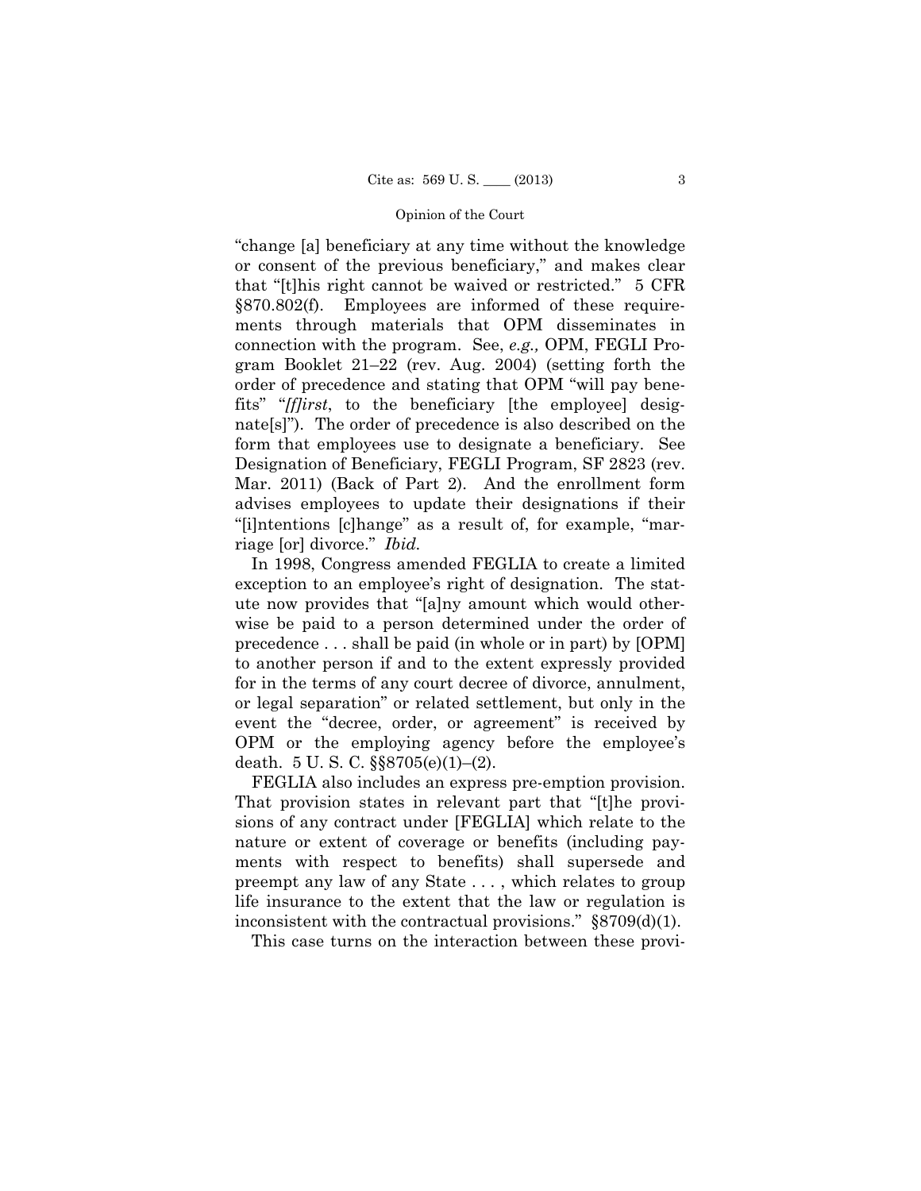"change [a] beneficiary at any time without the knowledge or consent of the previous beneficiary," and makes clear that "[t]his right cannot be waived or restricted." 5 CFR §870.802(f). Employees are informed of these requirements through materials that OPM disseminates in connection with the program. See, *e.g.,* OPM, FEGLI Program Booklet 21–22 (rev. Aug. 2004) (setting forth the order of precedence and stating that OPM "will pay benefits" "*[f]irst*, to the beneficiary [the employee] designate[s]"). The order of precedence is also described on the form that employees use to designate a beneficiary. See Designation of Beneficiary, FEGLI Program, SF 2823 (rev. Mar. 2011) (Back of Part 2). And the enrollment form advises employees to update their designations if their "[i]ntentions [c]hange" as a result of, for example, "marriage [or] divorce." *Ibid.*

In 1998, Congress amended FEGLIA to create a limited exception to an employee's right of designation. The statute now provides that "[a]ny amount which would otherwise be paid to a person determined under the order of precedence . . . shall be paid (in whole or in part) by [OPM] to another person if and to the extent expressly provided for in the terms of any court decree of divorce, annulment, or legal separation" or related settlement, but only in the event the "decree, order, or agreement" is received by OPM or the employing agency before the employee's death. 5 U. S. C. §§8705(e)(1)–(2).

FEGLIA also includes an express pre-emption provision. That provision states in relevant part that "[t]he provisions of any contract under [FEGLIA] which relate to the nature or extent of coverage or benefits (including payments with respect to benefits) shall supersede and preempt any law of any State . . . , which relates to group life insurance to the extent that the law or regulation is inconsistent with the contractual provisions." §8709(d)(1).

This case turns on the interaction between these provi-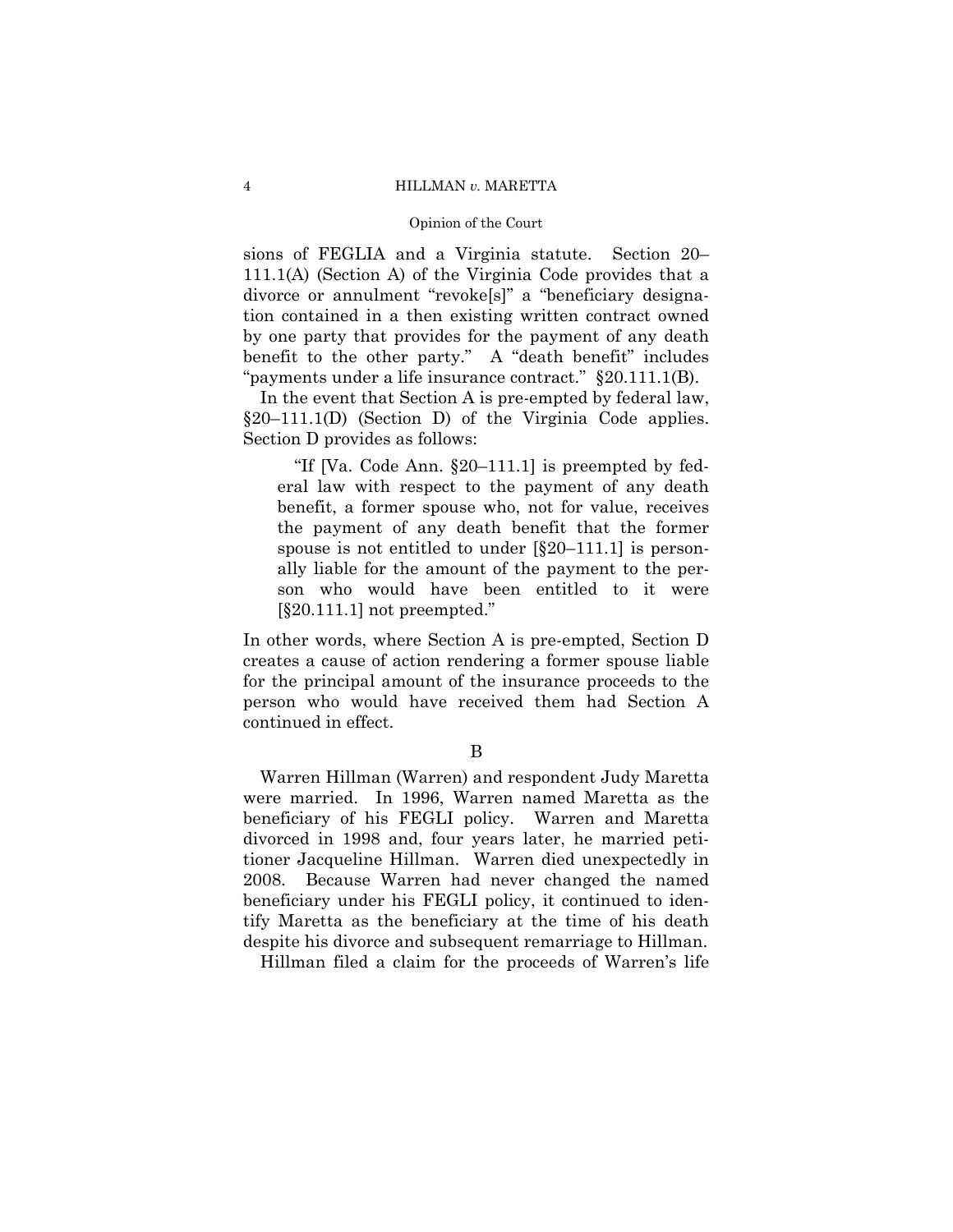sions of FEGLIA and a Virginia statute. Section 20–111.1(A) (Section A) of the Virginia Code provides that a divorce or annulment "revoke[s]" a "beneficiary designation contained in a then existing written contract owned by one party that provides for the payment of any death benefit to the other party." A "death benefit" includes "payments under a life insurance contract." §20.111.1(B).

In the event that Section A is pre-empted by federal law, §20–111.1(D) (Section D) of the Virginia Code applies. Section D provides as follows:

> "If [Va. Code Ann. §20–111.1] is preempted by federal law with respect to the payment of any death benefit, a former spouse who, not for value, receives the payment of any death benefit that the former spouse is not entitled to under [§20–111.1] is personally liable for the amount of the payment to the person who would have been entitled to it were [§20.111.1] not preempted."

In other words, where Section A is pre-empted, Section D creates a cause of action rendering a former spouse liable for the principal amount of the insurance proceeds to the person who would have received them had Section A continued in effect.

B

Warren Hillman (Warren) and respondent Judy Maretta were married. In 1996, Warren named Maretta as the beneficiary of his FEGLI policy. Warren and Maretta divorced in 1998 and, four years later, he married petitioner Jacqueline Hillman. Warren died unexpectedly in 2008. Because Warren had never changed the named beneficiary under his FEGLI policy, it continued to identify Maretta as the beneficiary at the time of his death despite his divorce and subsequent remarriage to Hillman.

Hillman filed a claim for the proceeds of Warren's life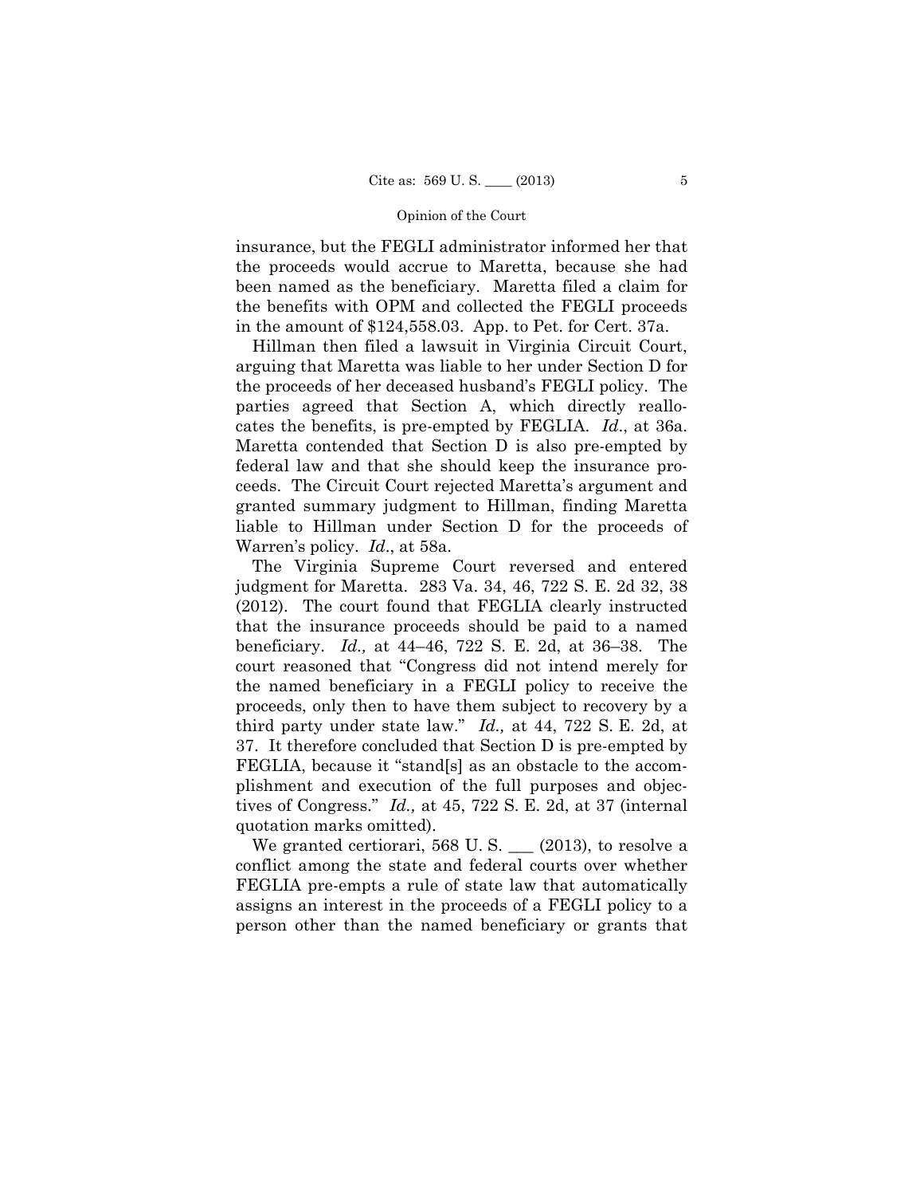insurance, but the FEGLI administrator informed her that the proceeds would accrue to Maretta, because she had been named as the beneficiary. Maretta filed a claim for the benefits with OPM and collected the FEGLI proceeds in the amount of $124,558.03. App. to Pet. for Cert. 37a.

Hillman then filed a lawsuit in Virginia Circuit Court, arguing that Maretta was liable to her under Section D for the proceeds of her deceased husband's FEGLI policy. The parties agreed that Section A, which directly reallocates the benefits, is pre-empted by FEGLIA. *Id*., at 36a. Maretta contended that Section D is also pre-empted by federal law and that she should keep the insurance proceeds. The Circuit Court rejected Maretta's argument and granted summary judgment to Hillman, finding Maretta liable to Hillman under Section D for the proceeds of Warren's policy. *Id*., at 58a.

The Virginia Supreme Court reversed and entered judgment for Maretta. 283 Va. 34, 46, 722 S. E. 2d 32, 38 (2012). The court found that FEGLIA clearly instructed that the insurance proceeds should be paid to a named beneficiary. *Id.,* at 44–46, 722 S. E. 2d, at 36–38. The court reasoned that "Congress did not intend merely for the named beneficiary in a FEGLI policy to receive the proceeds, only then to have them subject to recovery by a third party under state law." *Id.,* at 44, 722 S. E. 2d, at 37. It therefore concluded that Section D is pre-empted by FEGLIA, because it "stand[s] as an obstacle to the accomplishment and execution of the full purposes and objectives of Congress." *Id.,* at 45, 722 S. E. 2d, at 37 (internal quotation marks omitted).

We granted certiorari, 568 U. S. ___ (2013), to resolve a conflict among the state and federal courts over whether FEGLIA pre-empts a rule of state law that automatically assigns an interest in the proceeds of a FEGLI policy to a person other than the named beneficiary or grants that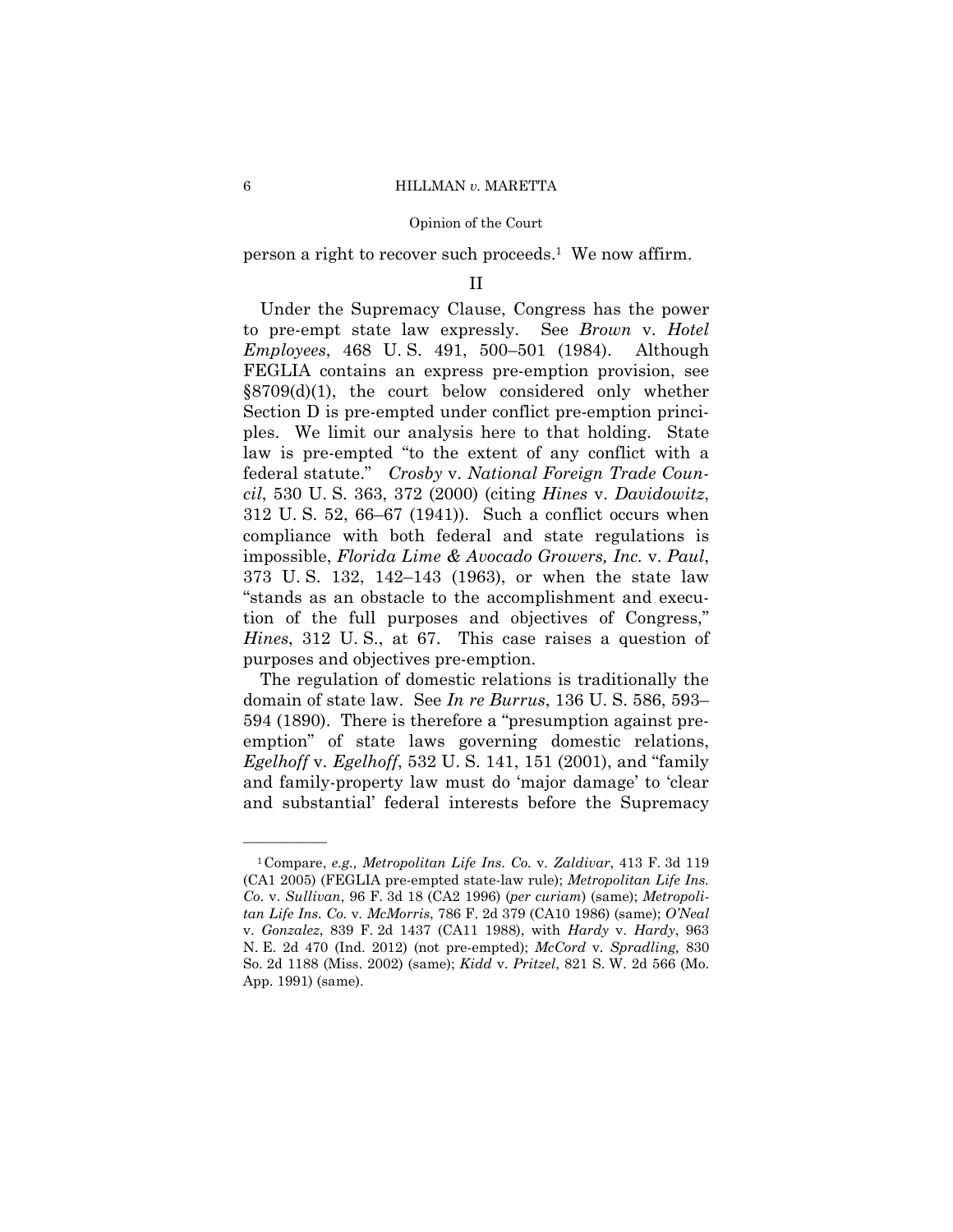person a right to recover such proceeds.[1] We now affirm.

## II

Under the Supremacy Clause, Congress has the power to pre-empt state law expressly. See *Brown* v. *Hotel Employees*, 468 U. S. 491, 500–501 (1984). Although FEGLIA contains an express pre-emption provision, see §8709(d)(1), the court below considered only whether Section D is pre-empted under conflict pre-emption principles. We limit our analysis here to that holding. State law is pre-empted "to the extent of any conflict with a federal statute." *Crosby* v. *National Foreign Trade Council*, 530 U. S. 363, 372 (2000) (citing *Hines* v. *Davidowitz*, 312 U. S. 52, 66–67 (1941)). Such a conflict occurs when compliance with both federal and state regulations is impossible, *Florida Lime & Avocado Growers, Inc.* v. *Paul*, 373 U. S. 132, 142–143 (1963), or when the state law "stands as an obstacle to the accomplishment and execution of the full purposes and objectives of Congress," *Hines*, 312 U. S., at 67. This case raises a question of purposes and objectives pre-emption.

The regulation of domestic relations is traditionally the domain of state law. See *In re Burrus*, 136 U. S. 586, 593–594 (1890). There is therefore a "presumption against pre-emption" of state laws governing domestic relations, *Egelhoff* v. *Egelhoff*, 532 U. S. 141, 151 (2001), and "family and family-property law must do 'major damage' to 'clear and substantial' federal interests before the Supremacy

---

[1] Compare, *e.g., Metropolitan Life Ins. Co.* v. *Zaldivar*, 413 F. 3d 119 (CA1 2005) (FEGLIA pre-empted state-law rule); *Metropolitan Life Ins. Co.* v. *Sullivan*, 96 F. 3d 18 (CA2 1996) (*per curiam*) (same); *Metropolitan Life Ins. Co.* v. *McMorris*, 786 F. 2d 379 (CA10 1986) (same); *O'Neal* v. *Gonzalez*, 839 F. 2d 1437 (CA11 1988), with *Hardy* v. *Hardy*, 963 N. E. 2d 470 (Ind. 2012) (not pre-empted); *McCord* v. *Spradling*, 830 So. 2d 1188 (Miss. 2002) (same); *Kidd* v. *Pritzel*, 821 S. W. 2d 566 (Mo. App. 1991) (same).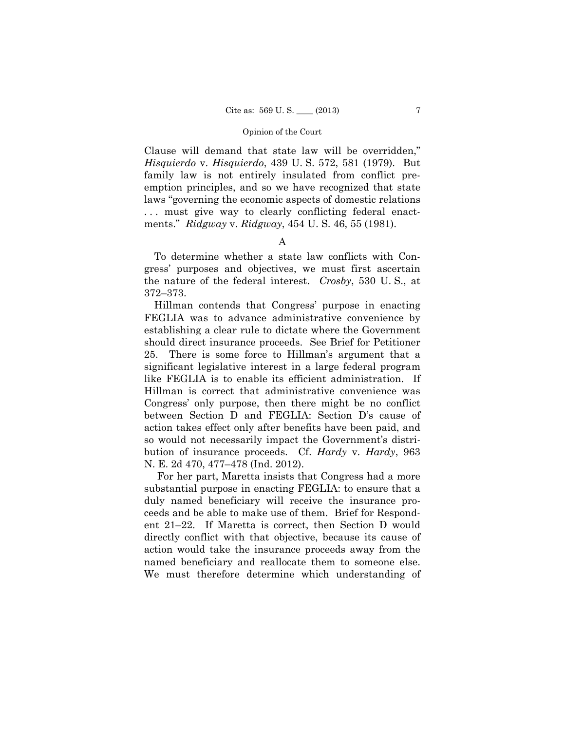Clause will demand that state law will be overridden," *Hisquierdo* v. *Hisquierdo*, 439 U. S. 572, 581 (1979). But family law is not entirely insulated from conflict preemption principles, and so we have recognized that state laws "governing the economic aspects of domestic relations . . . must give way to clearly conflicting federal enactments." *Ridgway* v. *Ridgway*, 454 U. S. 46, 55 (1981).

A

To determine whether a state law conflicts with Congress' purposes and objectives, we must first ascertain the nature of the federal interest. *Crosby*, 530 U. S., at 372–373.

Hillman contends that Congress' purpose in enacting FEGLIA was to advance administrative convenience by establishing a clear rule to dictate where the Government should direct insurance proceeds. See Brief for Petitioner 25. There is some force to Hillman's argument that a significant legislative interest in a large federal program like FEGLIA is to enable its efficient administration. If Hillman is correct that administrative convenience was Congress' only purpose, then there might be no conflict between Section D and FEGLIA: Section D's cause of action takes effect only after benefits have been paid, and so would not necessarily impact the Government's distribution of insurance proceeds. Cf. *Hardy* v. *Hardy*, 963 N. E. 2d 470, 477–478 (Ind. 2012).

For her part, Maretta insists that Congress had a more substantial purpose in enacting FEGLIA: to ensure that a duly named beneficiary will receive the insurance proceeds and be able to make use of them. Brief for Respondent 21–22. If Maretta is correct, then Section D would directly conflict with that objective, because its cause of action would take the insurance proceeds away from the named beneficiary and reallocate them to someone else. We must therefore determine which understanding of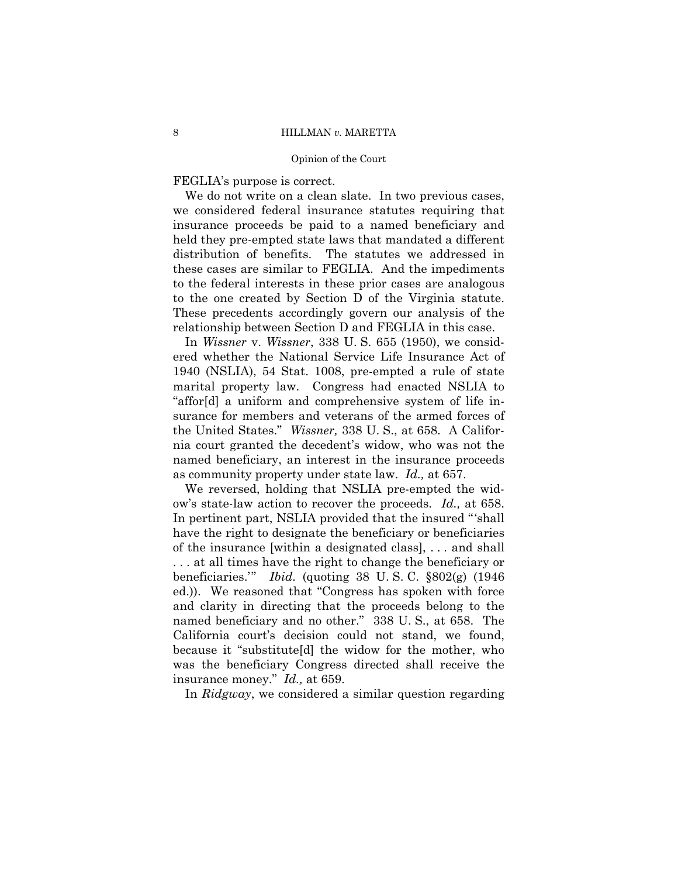FEGLIA's purpose is correct.

We do not write on a clean slate. In two previous cases, we considered federal insurance statutes requiring that insurance proceeds be paid to a named beneficiary and held they pre-empted state laws that mandated a different distribution of benefits. The statutes we addressed in these cases are similar to FEGLIA. And the impediments to the federal interests in these prior cases are analogous to the one created by Section D of the Virginia statute. These precedents accordingly govern our analysis of the relationship between Section D and FEGLIA in this case.

In *Wissner* v. *Wissner*, 338 U. S. 655 (1950), we considered whether the National Service Life Insurance Act of 1940 (NSLIA), 54 Stat. 1008, pre-empted a rule of state marital property law. Congress had enacted NSLIA to "affor[d] a uniform and comprehensive system of life insurance for members and veterans of the armed forces of the United States." *Wissner,* 338 U. S., at 658. A California court granted the decedent's widow, who was not the named beneficiary, an interest in the insurance proceeds as community property under state law. *Id.,* at 657.

We reversed, holding that NSLIA pre-empted the widow's state-law action to recover the proceeds. *Id.,* at 658. In pertinent part, NSLIA provided that the insured "'shall have the right to designate the beneficiary or beneficiaries of the insurance [within a designated class], . . . and shall . . . at all times have the right to change the beneficiary or beneficiaries.'" *Ibid.* (quoting 38 U. S. C. §802(g) (1946 ed.)). We reasoned that "Congress has spoken with force and clarity in directing that the proceeds belong to the named beneficiary and no other." 338 U. S., at 658. The California court's decision could not stand, we found, because it "substitute[d] the widow for the mother, who was the beneficiary Congress directed shall receive the insurance money." *Id.,* at 659.

In *Ridgway*, we considered a similar question regarding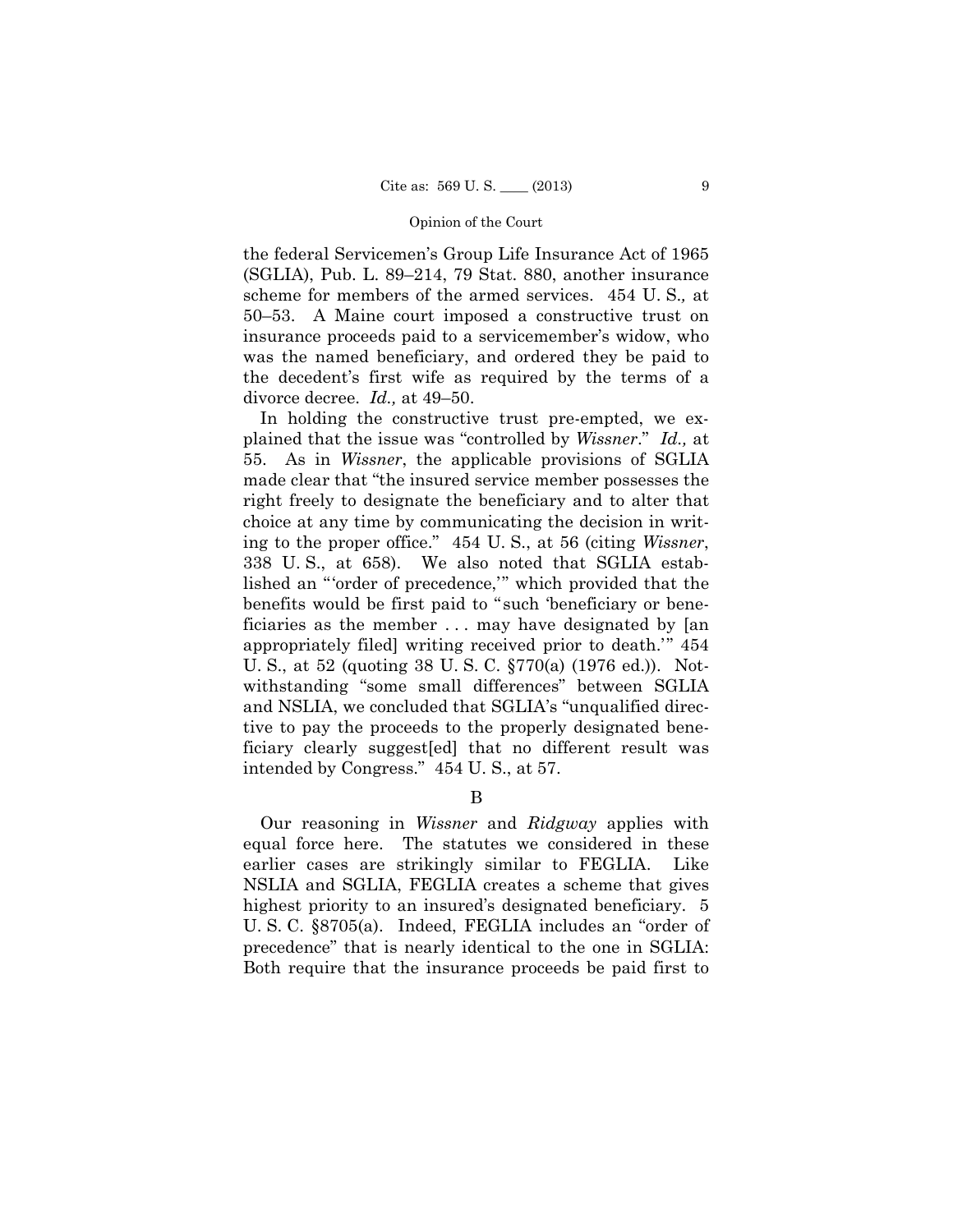the federal Servicemen's Group Life Insurance Act of 1965 (SGLIA), Pub. L. 89–214, 79 Stat. 880, another insurance scheme for members of the armed services. 454 U. S., at 50–53. A Maine court imposed a constructive trust on insurance proceeds paid to a servicemember's widow, who was the named beneficiary, and ordered they be paid to the decedent's first wife as required by the terms of a divorce decree. *Id.,* at 49–50.

In holding the constructive trust pre-empted, we explained that the issue was "controlled by *Wissner*." *Id.,* at 55. As in *Wissner*, the applicable provisions of SGLIA made clear that "the insured service member possesses the right freely to designate the beneficiary and to alter that choice at any time by communicating the decision in writing to the proper office." 454 U. S., at 56 (citing *Wissner*, 338 U. S., at 658). We also noted that SGLIA established an "'order of precedence,'" which provided that the benefits would be first paid to "such 'beneficiary or beneficiaries as the member . . . may have designated by [an appropriately filed] writing received prior to death.'" 454 U. S., at 52 (quoting 38 U. S. C. §770(a) (1976 ed.)). Notwithstanding "some small differences" between SGLIA and NSLIA, we concluded that SGLIA's "unqualified directive to pay the proceeds to the properly designated beneficiary clearly suggest[ed] that no different result was intended by Congress." 454 U. S., at 57.

B

Our reasoning in *Wissner* and *Ridgway* applies with equal force here. The statutes we considered in these earlier cases are strikingly similar to FEGLIA. Like NSLIA and SGLIA, FEGLIA creates a scheme that gives highest priority to an insured's designated beneficiary. 5 U. S. C. §8705(a). Indeed, FEGLIA includes an "order of precedence" that is nearly identical to the one in SGLIA: Both require that the insurance proceeds be paid first to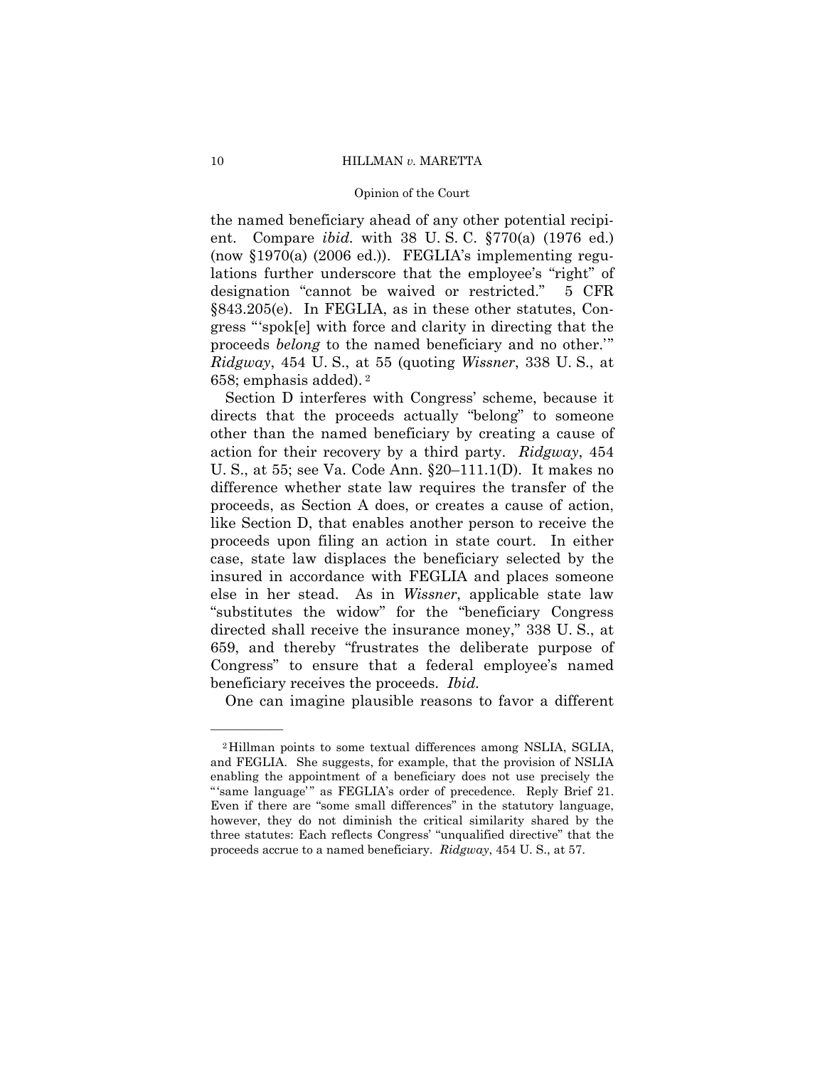the named beneficiary ahead of any other potential recipient. Compare *ibid.* with 38 U. S. C. §770(a) (1976 ed.) (now §1970(a) (2006 ed.)). FEGLIA's implementing regulations further underscore that the employee's "right" of designation "cannot be waived or restricted." 5 CFR §843.205(e). In FEGLIA, as in these other statutes, Congress "'spok[e] with force and clarity in directing that the proceeds *belong* to the named beneficiary and no other.'" *Ridgway*, 454 U. S., at 55 (quoting *Wissner*, 338 U. S., at 658; emphasis added).[2]

Section D interferes with Congress' scheme, because it directs that the proceeds actually "belong" to someone other than the named beneficiary by creating a cause of action for their recovery by a third party. *Ridgway*, 454 U. S., at 55; see Va. Code Ann. §20–111.1(D). It makes no difference whether state law requires the transfer of the proceeds, as Section A does, or creates a cause of action, like Section D, that enables another person to receive the proceeds upon filing an action in state court. In either case, state law displaces the beneficiary selected by the insured in accordance with FEGLIA and places someone else in her stead. As in *Wissner*, applicable state law "substitutes the widow" for the "beneficiary Congress directed shall receive the insurance money," 338 U. S., at 659, and thereby "frustrates the deliberate purpose of Congress" to ensure that a federal employee's named beneficiary receives the proceeds. *Ibid.*

One can imagine plausible reasons to favor a different

---

[2] Hillman points to some textual differences among NSLIA, SGLIA, and FEGLIA. She suggests, for example, that the provision of NSLIA enabling the appointment of a beneficiary does not use precisely the "'same language'" as FEGLIA's order of precedence. Reply Brief 21. Even if there are "some small differences" in the statutory language, however, they do not diminish the critical similarity shared by the three statutes: Each reflects Congress' "unqualified directive" that the proceeds accrue to a named beneficiary. *Ridgway*, 454 U. S., at 57.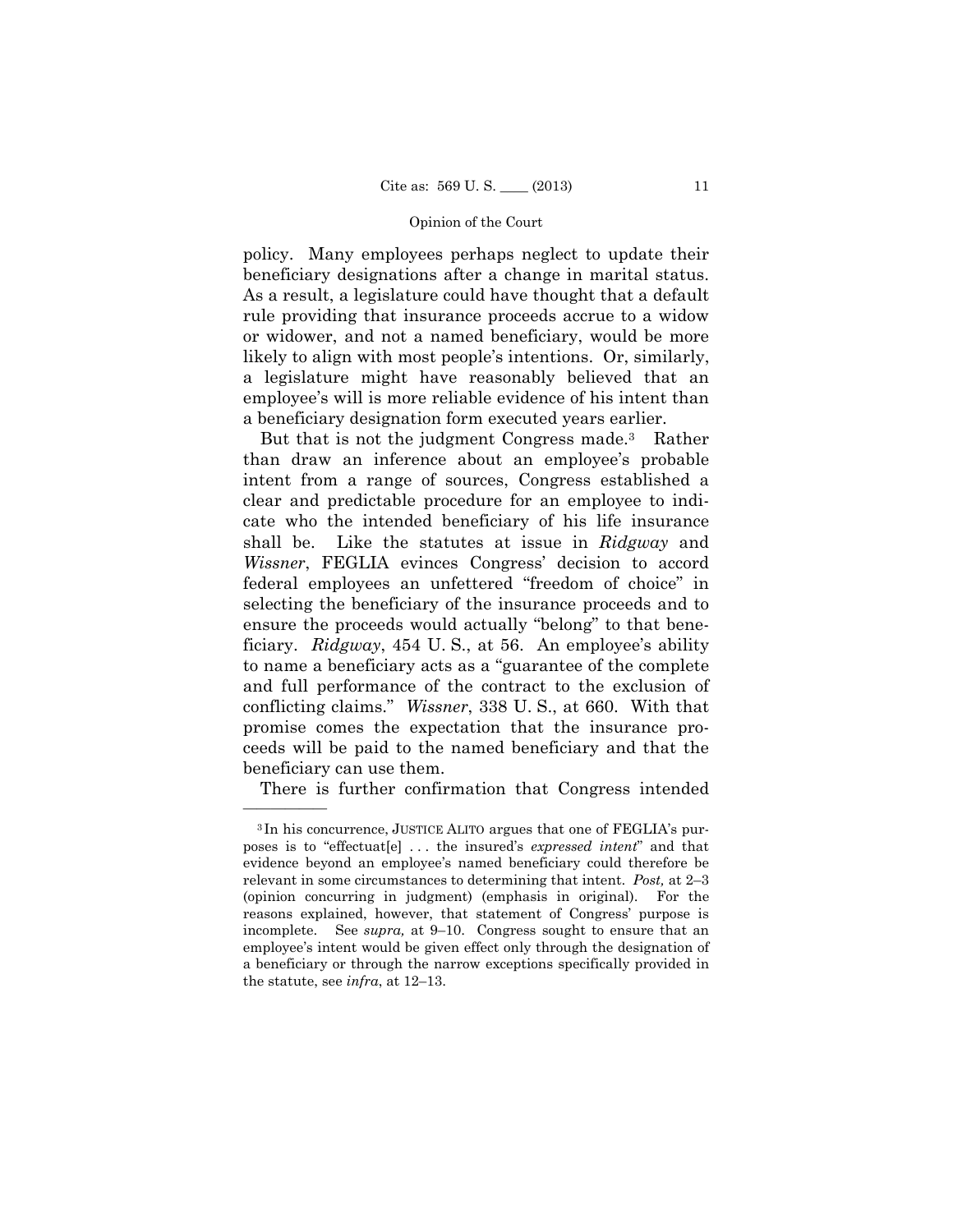policy. Many employees perhaps neglect to update their beneficiary designations after a change in marital status. As a result, a legislature could have thought that a default rule providing that insurance proceeds accrue to a widow or widower, and not a named beneficiary, would be more likely to align with most people's intentions. Or, similarly, a legislature might have reasonably believed that an employee's will is more reliable evidence of his intent than a beneficiary designation form executed years earlier.

But that is not the judgment Congress made.[3] Rather than draw an inference about an employee's probable intent from a range of sources, Congress established a clear and predictable procedure for an employee to indicate who the intended beneficiary of his life insurance shall be. Like the statutes at issue in *Ridgway* and *Wissner*, FEGLIA evinces Congress' decision to accord federal employees an unfettered "freedom of choice" in selecting the beneficiary of the insurance proceeds and to ensure the proceeds would actually "belong" to that beneficiary. *Ridgway*, 454 U. S., at 56. An employee's ability to name a beneficiary acts as a "guarantee of the complete and full performance of the contract to the exclusion of conflicting claims." *Wissner*, 338 U. S., at 660. With that promise comes the expectation that the insurance proceeds will be paid to the named beneficiary and that the beneficiary can use them.

There is further confirmation that Congress intended

---

[3] In his concurrence, JUSTICE ALITO argues that one of FEGLIA's purposes is to "effectuat[e] . . . the insured's *expressed intent*" and that evidence beyond an employee's named beneficiary could therefore be relevant in some circumstances to determining that intent. *Post,* at 2–3 (opinion concurring in judgment) (emphasis in original). For the reasons explained, however, that statement of Congress' purpose is incomplete. See *supra,* at 9–10. Congress sought to ensure that an employee's intent would be given effect only through the designation of a beneficiary or through the narrow exceptions specifically provided in the statute, see *infra*, at 12–13.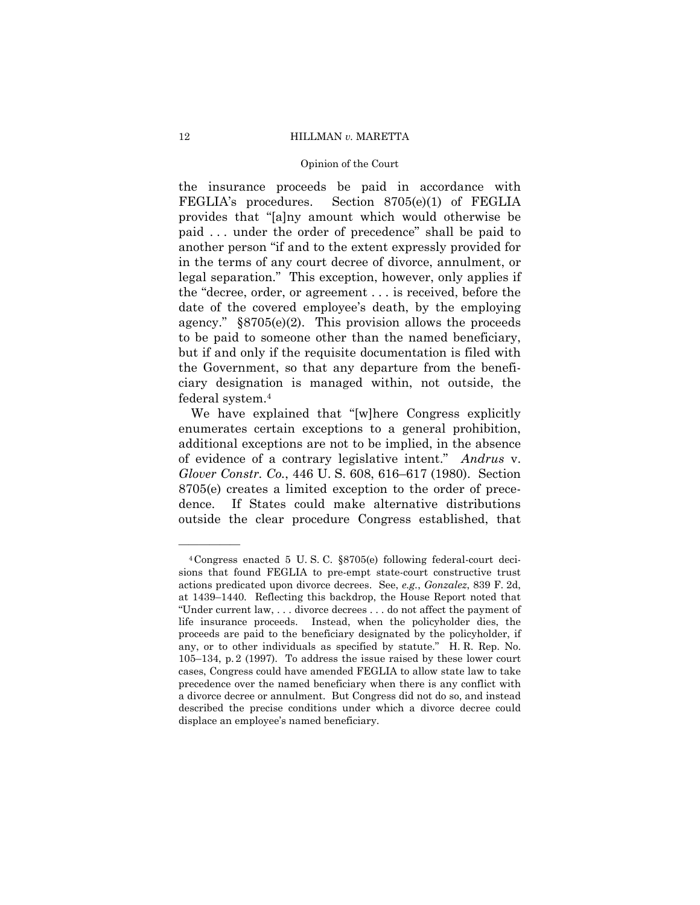the insurance proceeds be paid in accordance with FEGLIA's procedures. Section 8705(e)(1) of FEGLIA provides that "[a]ny amount which would otherwise be paid . . . under the order of precedence" shall be paid to another person "if and to the extent expressly provided for in the terms of any court decree of divorce, annulment, or legal separation." This exception, however, only applies if the "decree, order, or agreement . . . is received, before the date of the covered employee's death, by the employing agency." §8705(e)(2). This provision allows the proceeds to be paid to someone other than the named beneficiary, but if and only if the requisite documentation is filed with the Government, so that any departure from the beneficiary designation is managed within, not outside, the federal system.[4]

We have explained that "[w]here Congress explicitly enumerates certain exceptions to a general prohibition, additional exceptions are not to be implied, in the absence of evidence of a contrary legislative intent." *Andrus* v. *Glover Constr. Co.*, 446 U. S. 608, 616–617 (1980). Section 8705(e) creates a limited exception to the order of precedence. If States could make alternative distributions outside the clear procedure Congress established, that

---

[4] Congress enacted 5 U. S. C. §8705(e) following federal-court decisions that found FEGLIA to pre-empt state-court constructive trust actions predicated upon divorce decrees. See, *e.g.*, *Gonzalez*, 839 F. 2d, at 1439–1440. Reflecting this backdrop, the House Report noted that "Under current law, . . . divorce decrees . . . do not affect the payment of life insurance proceeds. Instead, when the policyholder dies, the proceeds are paid to the beneficiary designated by the policyholder, if any, or to other individuals as specified by statute." H. R. Rep. No. 105–134, p. 2 (1997). To address the issue raised by these lower court cases, Congress could have amended FEGLIA to allow state law to take precedence over the named beneficiary when there is any conflict with a divorce decree or annulment. But Congress did not do so, and instead described the precise conditions under which a divorce decree could displace an employee's named beneficiary.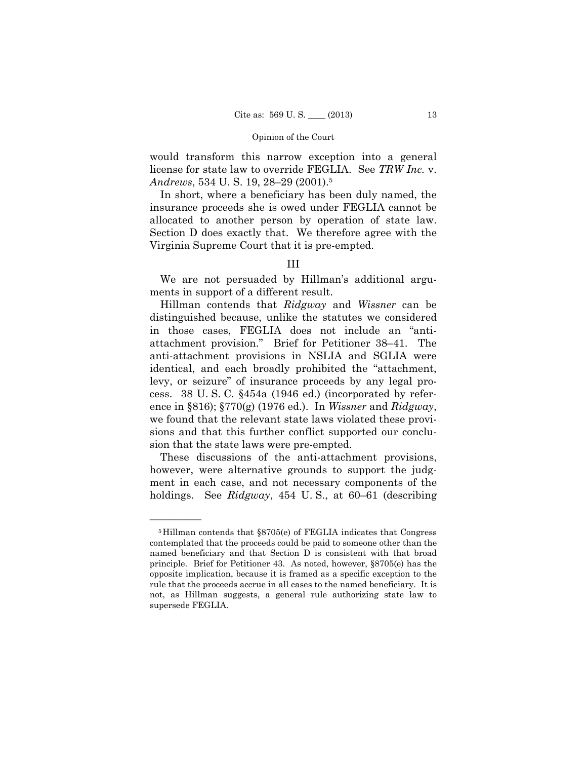would transform this narrow exception into a general license for state law to override FEGLIA. See *TRW Inc.* v. *Andrews*, 534 U. S. 19, 28–29 (2001).[5]

In short, where a beneficiary has been duly named, the insurance proceeds she is owed under FEGLIA cannot be allocated to another person by operation of state law. Section D does exactly that. We therefore agree with the Virginia Supreme Court that it is pre-empted.

## III

We are not persuaded by Hillman's additional arguments in support of a different result.

Hillman contends that *Ridgway* and *Wissner* can be distinguished because, unlike the statutes we considered in those cases, FEGLIA does not include an "anti-attachment provision." Brief for Petitioner 38–41. The anti-attachment provisions in NSLIA and SGLIA were identical, and each broadly prohibited the "attachment, levy, or seizure" of insurance proceeds by any legal process. 38 U. S. C. §454a (1946 ed.) (incorporated by reference in §816); §770(g) (1976 ed.). In *Wissner* and *Ridgway*, we found that the relevant state laws violated these provisions and that this further conflict supported our conclusion that the state laws were pre-empted.

These discussions of the anti-attachment provisions, however, were alternative grounds to support the judgment in each case, and not necessary components of the holdings. See *Ridgway*, 454 U. S., at 60–61 (describing

---

[5] Hillman contends that §8705(e) of FEGLIA indicates that Congress contemplated that the proceeds could be paid to someone other than the named beneficiary and that Section D is consistent with that broad principle. Brief for Petitioner 43. As noted, however, §8705(e) has the opposite implication, because it is framed as a specific exception to the rule that the proceeds accrue in all cases to the named beneficiary. It is not, as Hillman suggests, a general rule authorizing state law to supersede FEGLIA.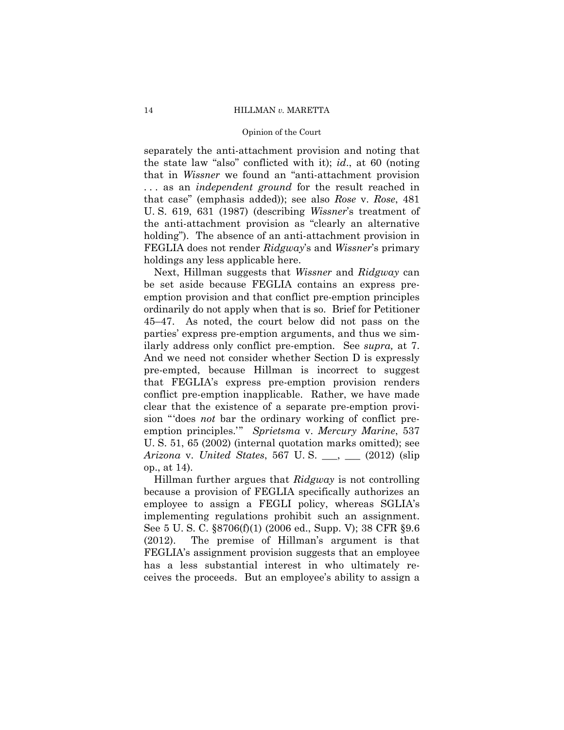separately the anti-attachment provision and noting that the state law "also" conflicted with it); *id*., at 60 (noting that in *Wissner* we found an "anti-attachment provision . . . as an *independent ground* for the result reached in that case" (emphasis added)); see also *Rose* v. *Rose*, 481 U. S. 619, 631 (1987) (describing *Wissner*'s treatment of the anti-attachment provision as "clearly an alternative holding"). The absence of an anti-attachment provision in FEGLIA does not render *Ridgway*'s and *Wissner*'s primary holdings any less applicable here.

Next, Hillman suggests that *Wissner* and *Ridgway* can be set aside because FEGLIA contains an express pre-emption provision and that conflict pre-emption principles ordinarily do not apply when that is so. Brief for Petitioner 45–47. As noted, the court below did not pass on the parties' express pre-emption arguments, and thus we similarly address only conflict pre-emption. See *supra,* at 7. And we need not consider whether Section D is expressly pre-empted, because Hillman is incorrect to suggest that FEGLIA's express pre-emption provision renders conflict pre-emption inapplicable. Rather, we have made clear that the existence of a separate pre-emption provision "'does *not* bar the ordinary working of conflict pre-emption principles.'" *Sprietsma* v. *Mercury Marine*, 537 U. S. 51, 65 (2002) (internal quotation marks omitted); see *Arizona* v. *United States*, 567 U. S. ___, ___ (2012) (slip op., at 14).

Hillman further argues that *Ridgway* is not controlling because a provision of FEGLIA specifically authorizes an employee to assign a FEGLI policy, whereas SGLIA's implementing regulations prohibit such an assignment. See 5 U. S. C. §8706(f)(1) (2006 ed., Supp. V); 38 CFR §9.6 (2012). The premise of Hillman's argument is that FEGLIA's assignment provision suggests that an employee has a less substantial interest in who ultimately receives the proceeds. But an employee's ability to assign a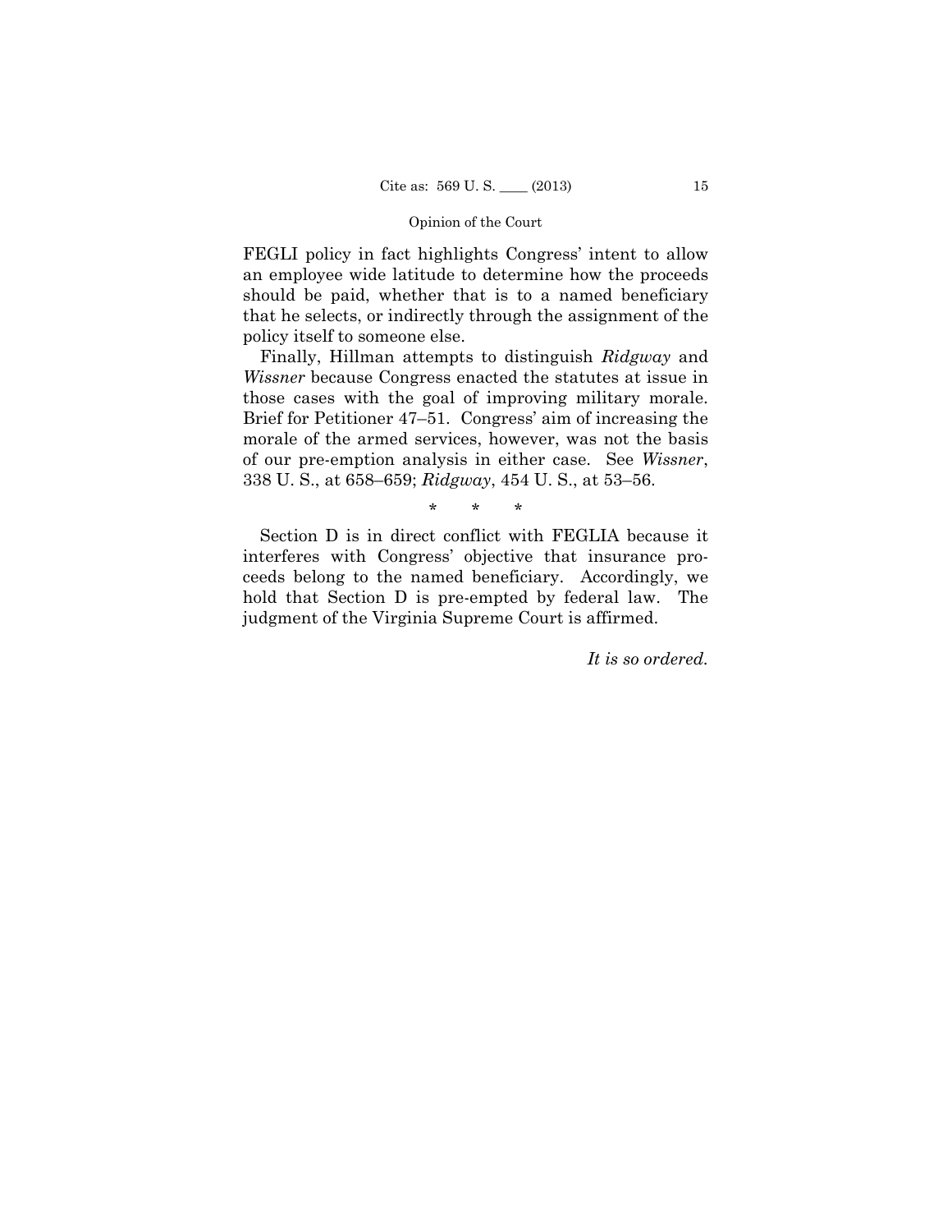FEGLI policy in fact highlights Congress' intent to allow an employee wide latitude to determine how the proceeds should be paid, whether that is to a named beneficiary that he selects, or indirectly through the assignment of the policy itself to someone else.

Finally, Hillman attempts to distinguish *Ridgway* and *Wissner* because Congress enacted the statutes at issue in those cases with the goal of improving military morale. Brief for Petitioner 47–51. Congress' aim of increasing the morale of the armed services, however, was not the basis of our pre-emption analysis in either case. See *Wissner*, 338 U. S., at 658–659; *Ridgway*, 454 U. S., at 53–56.

\* \* \*

Section D is in direct conflict with FEGLIA because it interferes with Congress' objective that insurance proceeds belong to the named beneficiary. Accordingly, we hold that Section D is pre-empted by federal law. The judgment of the Virginia Supreme Court is affirmed.

*It is so ordered.*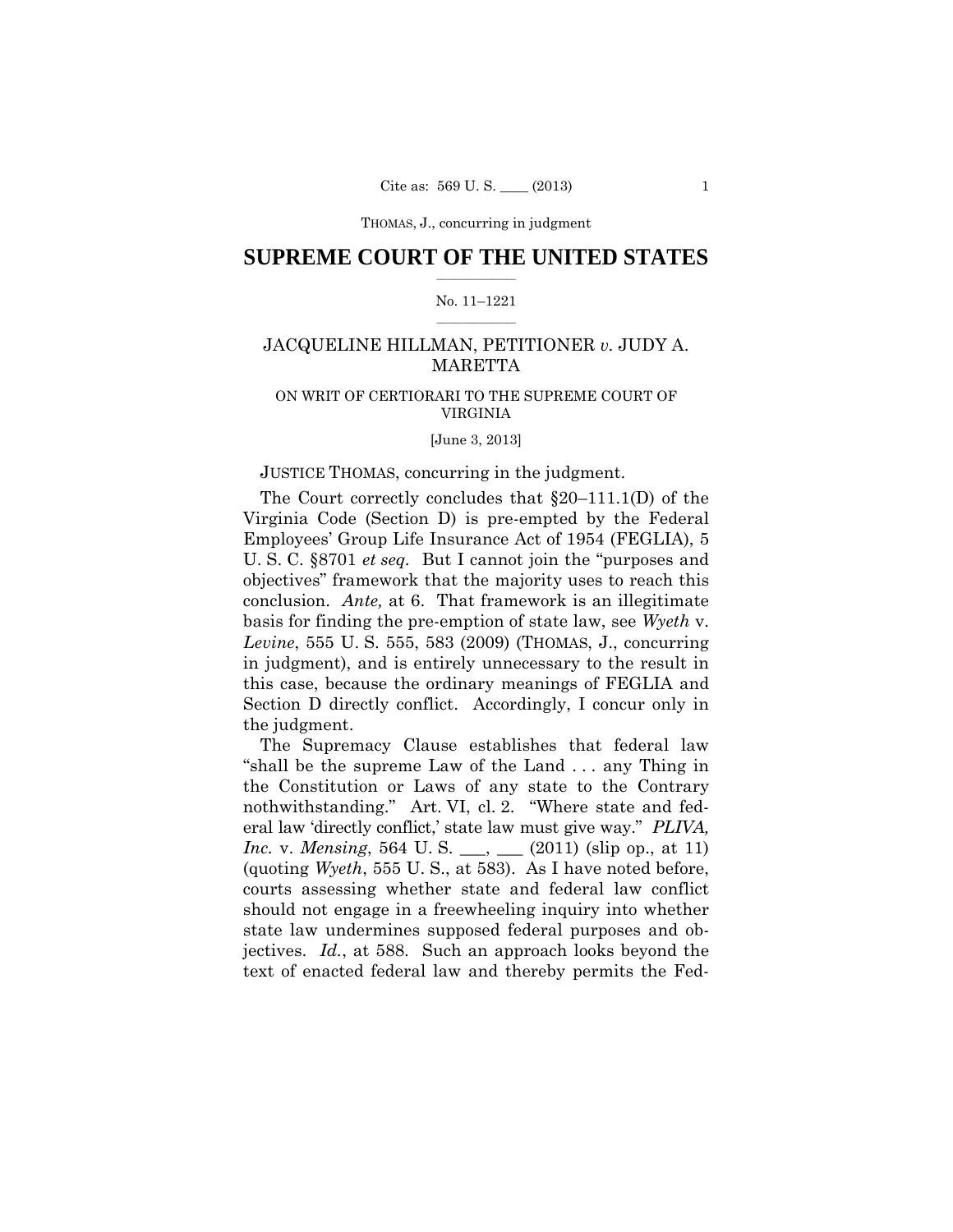THOMAS, J., concurring in judgment

# SUPREME COURT OF THE UNITED STATES

No. 11–1221

JACQUELINE HILLMAN, PETITIONER *v.* JUDY A. MARETTA

ON WRIT OF CERTIORARI TO THE SUPREME COURT OF VIRGINIA

[June 3, 2013]

JUSTICE THOMAS, concurring in the judgment.

The Court correctly concludes that §20–111.1(D) of the Virginia Code (Section D) is pre-empted by the Federal Employees' Group Life Insurance Act of 1954 (FEGLIA), 5 U. S. C. §8701 *et seq.* But I cannot join the "purposes and objectives" framework that the majority uses to reach this conclusion. *Ante,* at 6. That framework is an illegitimate basis for finding the pre-emption of state law, see *Wyeth* v. *Levine*, 555 U. S. 555, 583 (2009) (THOMAS, J., concurring in judgment), and is entirely unnecessary to the result in this case, because the ordinary meanings of FEGLIA and Section D directly conflict. Accordingly, I concur only in the judgment.

The Supremacy Clause establishes that federal law "shall be the supreme Law of the Land . . . any Thing in the Constitution or Laws of any state to the Contrary nothwithstanding." Art. VI, cl. 2. "Where state and federal law 'directly conflict,' state law must give way." *PLIVA, Inc.* v. *Mensing*, 564 U. S. ___, ___ (2011) (slip op., at 11) (quoting *Wyeth*, 555 U. S., at 583). As I have noted before, courts assessing whether state and federal law conflict should not engage in a freewheeling inquiry into whether state law undermines supposed federal purposes and objectives. *Id.*, at 588. Such an approach looks beyond the text of enacted federal law and thereby permits the Fed-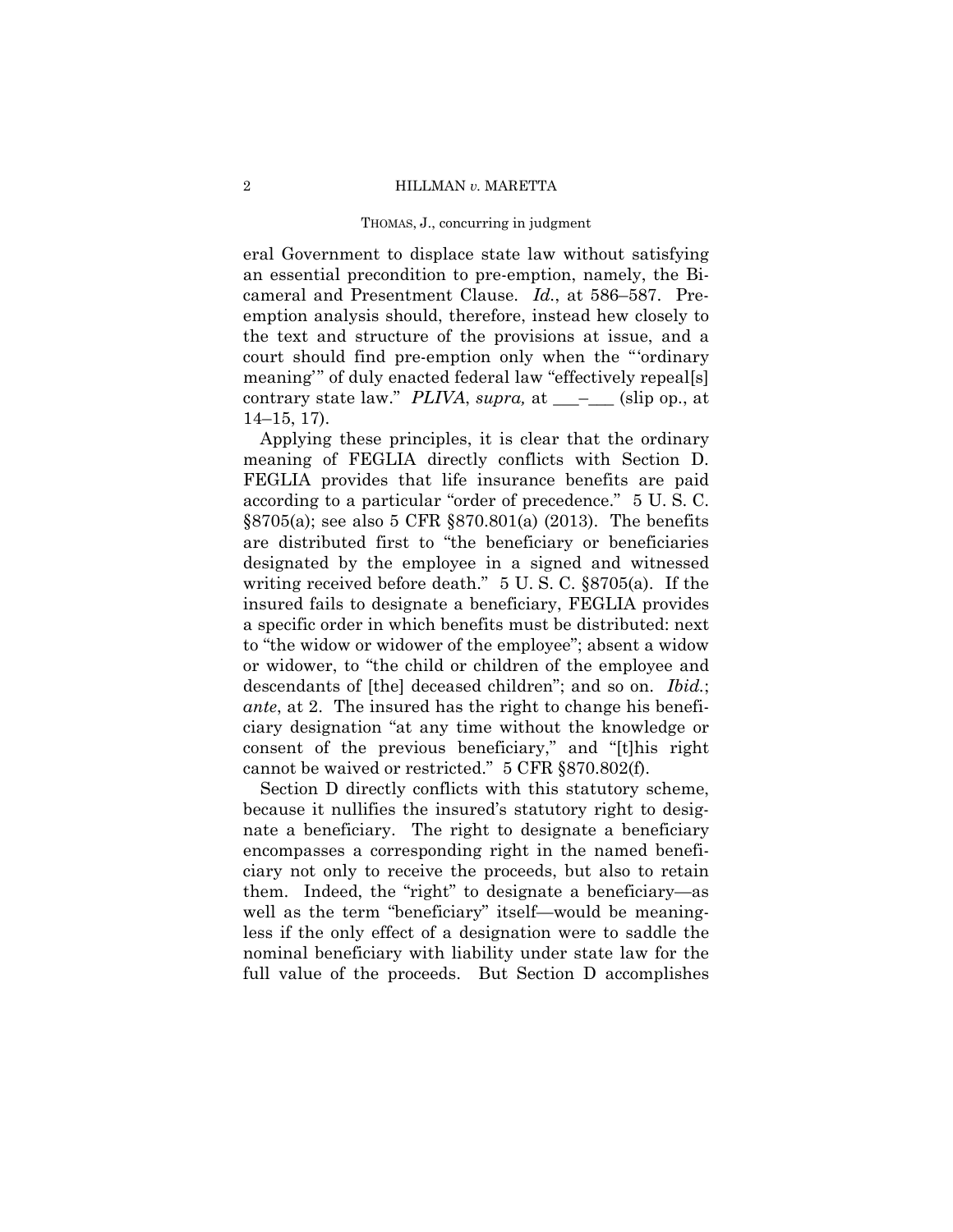eral Government to displace state law without satisfying an essential precondition to pre-emption, namely, the Bicameral and Presentment Clause. *Id.*, at 586–587. Pre-emption analysis should, therefore, instead hew closely to the text and structure of the provisions at issue, and a court should find pre-emption only when the "'ordinary meaning'" of duly enacted federal law "effectively repeal[s] contrary state law." *PLIVA*, *supra,* at ___–___ (slip op., at 14–15, 17).

Applying these principles, it is clear that the ordinary meaning of FEGLIA directly conflicts with Section D. FEGLIA provides that life insurance benefits are paid according to a particular "order of precedence." 5 U. S. C. §8705(a); see also 5 CFR §870.801(a) (2013). The benefits are distributed first to "the beneficiary or beneficiaries designated by the employee in a signed and witnessed writing received before death." 5 U. S. C. §8705(a). If the insured fails to designate a beneficiary, FEGLIA provides a specific order in which benefits must be distributed: next to "the widow or widower of the employee"; absent a widow or widower, to "the child or children of the employee and descendants of [the] deceased children"; and so on. *Ibid.*; *ante*, at 2. The insured has the right to change his beneficiary designation "at any time without the knowledge or consent of the previous beneficiary," and "[t]his right cannot be waived or restricted." 5 CFR §870.802(f).

Section D directly conflicts with this statutory scheme, because it nullifies the insured's statutory right to designate a beneficiary. The right to designate a beneficiary encompasses a corresponding right in the named beneficiary not only to receive the proceeds, but also to retain them. Indeed, the "right" to designate a beneficiary—as well as the term "beneficiary" itself—would be meaningless if the only effect of a designation were to saddle the nominal beneficiary with liability under state law for the full value of the proceeds. But Section D accomplishes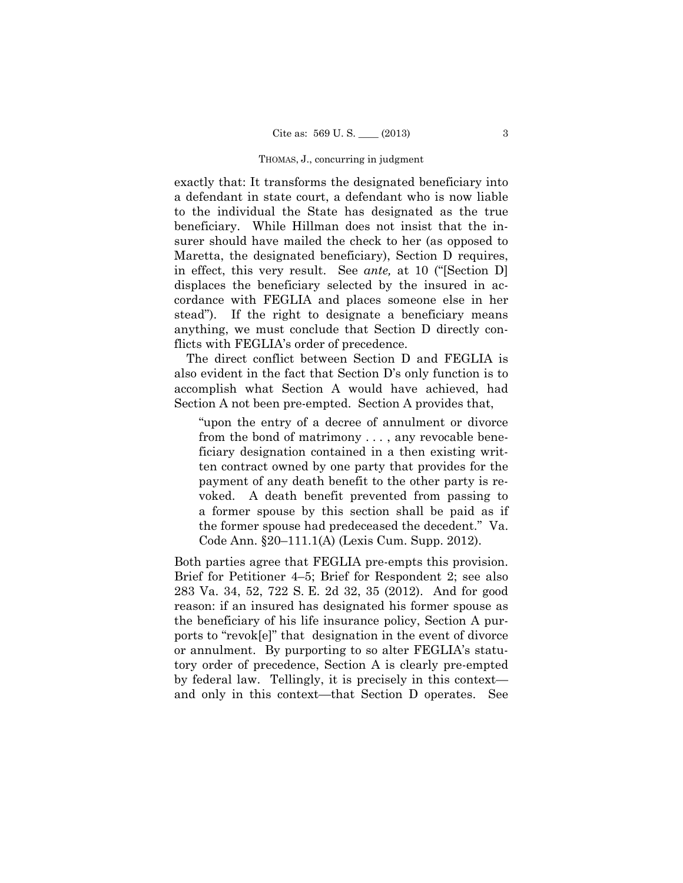exactly that: It transforms the designated beneficiary into a defendant in state court, a defendant who is now liable to the individual the State has designated as the true beneficiary. While Hillman does not insist that the insurer should have mailed the check to her (as opposed to Maretta, the designated beneficiary), Section D requires, in effect, this very result. See *ante,* at 10 ("[Section D] displaces the beneficiary selected by the insured in accordance with FEGLIA and places someone else in her stead"). If the right to designate a beneficiary means anything, we must conclude that Section D directly conflicts with FEGLIA's order of precedence.

The direct conflict between Section D and FEGLIA is also evident in the fact that Section D's only function is to accomplish what Section A would have achieved, had Section A not been pre-empted. Section A provides that,

> "upon the entry of a decree of annulment or divorce from the bond of matrimony . . . , any revocable beneficiary designation contained in a then existing written contract owned by one party that provides for the payment of any death benefit to the other party is revoked. A death benefit prevented from passing to a former spouse by this section shall be paid as if the former spouse had predeceased the decedent." Va. Code Ann. §20–111.1(A) (Lexis Cum. Supp. 2012).

Both parties agree that FEGLIA pre-empts this provision. Brief for Petitioner 4–5; Brief for Respondent 2; see also 283 Va. 34, 52, 722 S. E. 2d 32, 35 (2012). And for good reason: if an insured has designated his former spouse as the beneficiary of his life insurance policy, Section A purports to "revok[e]" that designation in the event of divorce or annulment. By purporting to so alter FEGLIA's statutory order of precedence, Section A is clearly pre-empted by federal law. Tellingly, it is precisely in this context—and only in this context—that Section D operates. See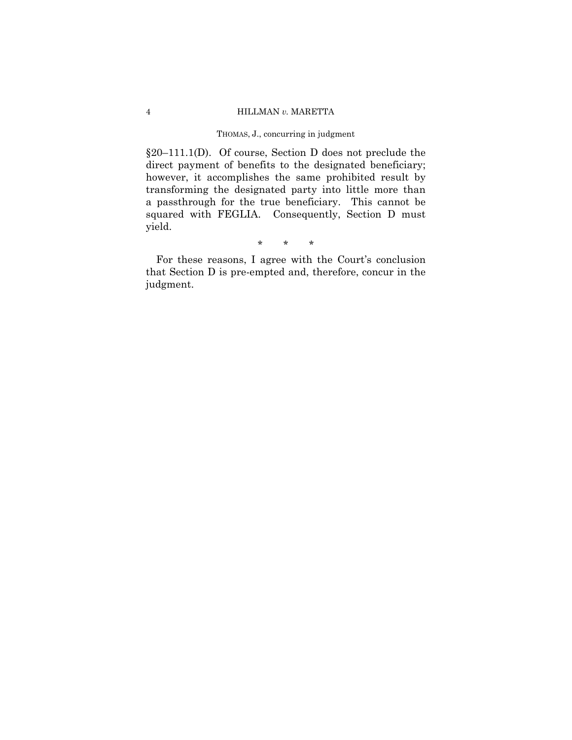§20–111.1(D). Of course, Section D does not preclude the direct payment of benefits to the designated beneficiary; however, it accomplishes the same prohibited result by transforming the designated party into little more than a passthrough for the true beneficiary. This cannot be squared with FEGLIA. Consequently, Section D must yield.

\* \* \*

For these reasons, I agree with the Court's conclusion that Section D is pre-empted and, therefore, concur in the judgment.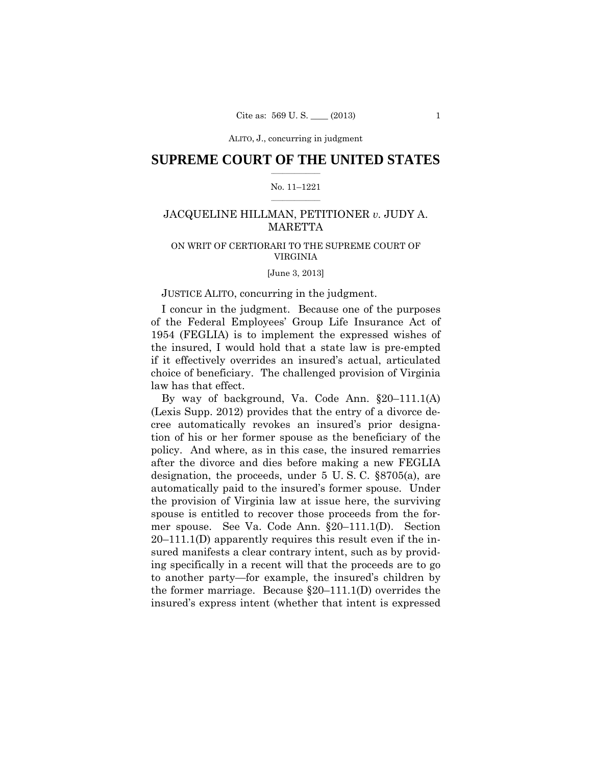ALITO, J., concurring in judgment

# SUPREME COURT OF THE UNITED STATES

No. 11–1221

## JACQUELINE HILLMAN, PETITIONER *v.* JUDY A. MARETTA

ON WRIT OF CERTIORARI TO THE SUPREME COURT OF VIRGINIA

[June 3, 2013]

JUSTICE ALITO, concurring in the judgment.

I concur in the judgment. Because one of the purposes of the Federal Employees' Group Life Insurance Act of 1954 (FEGLIA) is to implement the expressed wishes of the insured, I would hold that a state law is pre-empted if it effectively overrides an insured's actual, articulated choice of beneficiary. The challenged provision of Virginia law has that effect.

By way of background, Va. Code Ann. §20–111.1(A) (Lexis Supp. 2012) provides that the entry of a divorce decree automatically revokes an insured's prior designation of his or her former spouse as the beneficiary of the policy. And where, as in this case, the insured remarries after the divorce and dies before making a new FEGLIA designation, the proceeds, under 5 U. S. C. §8705(a), are automatically paid to the insured's former spouse. Under the provision of Virginia law at issue here, the surviving spouse is entitled to recover those proceeds from the former spouse. See Va. Code Ann. §20–111.1(D). Section 20–111.1(D) apparently requires this result even if the insured manifests a clear contrary intent, such as by providing specifically in a recent will that the proceeds are to go to another party—for example, the insured's children by the former marriage. Because §20–111.1(D) overrides the insured's express intent (whether that intent is expressed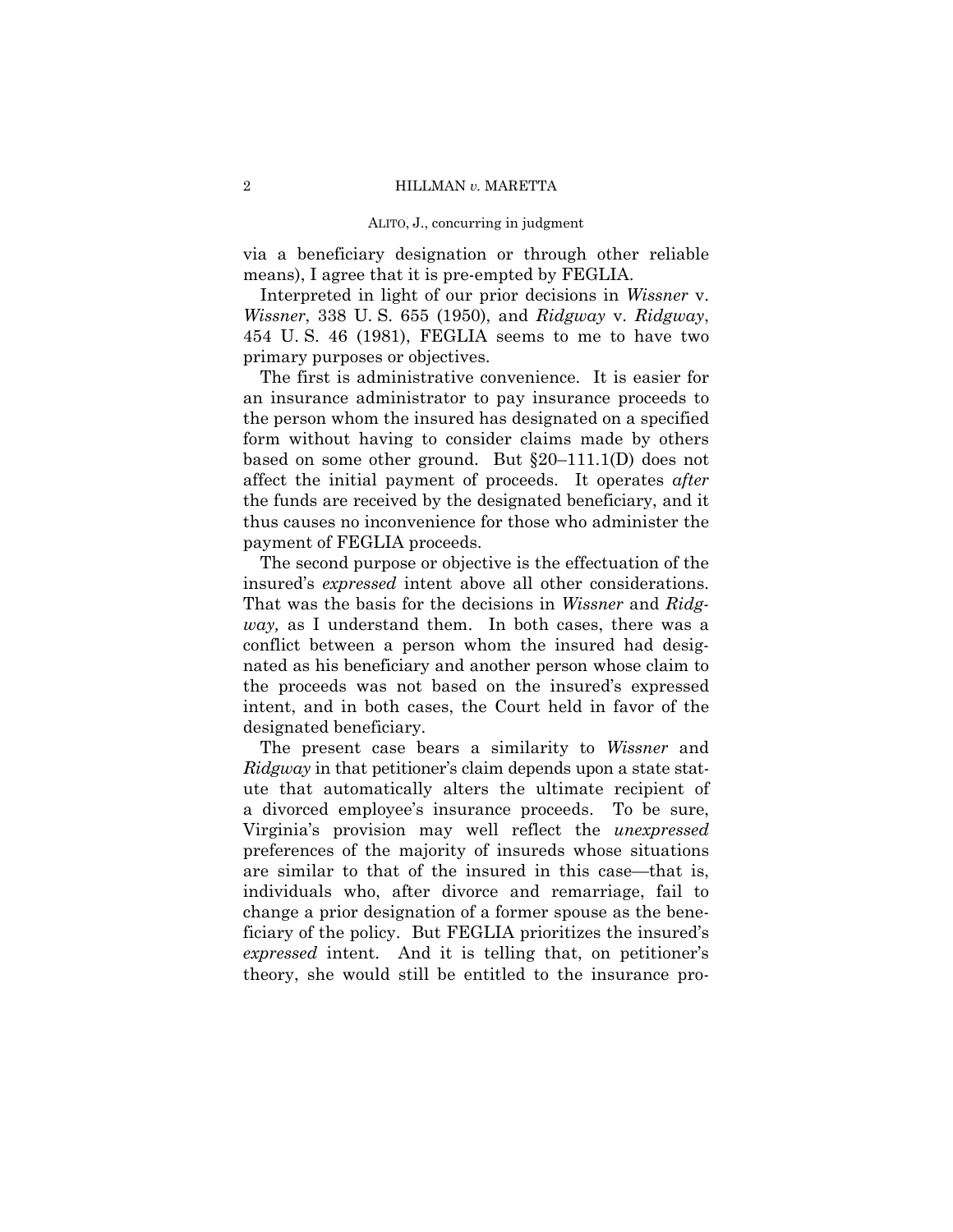via a beneficiary designation or through other reliable means), I agree that it is pre-empted by FEGLIA.

Interpreted in light of our prior decisions in *Wissner* v. *Wissner*, 338 U. S. 655 (1950), and *Ridgway* v. *Ridgway*, 454 U. S. 46 (1981), FEGLIA seems to me to have two primary purposes or objectives.

The first is administrative convenience. It is easier for an insurance administrator to pay insurance proceeds to the person whom the insured has designated on a specified form without having to consider claims made by others based on some other ground. But §20–111.1(D) does not affect the initial payment of proceeds. It operates *after* the funds are received by the designated beneficiary, and it thus causes no inconvenience for those who administer the payment of FEGLIA proceeds.

The second purpose or objective is the effectuation of the insured's *expressed* intent above all other considerations. That was the basis for the decisions in *Wissner* and *Ridgway,* as I understand them. In both cases, there was a conflict between a person whom the insured had designated as his beneficiary and another person whose claim to the proceeds was not based on the insured's expressed intent, and in both cases, the Court held in favor of the designated beneficiary.

The present case bears a similarity to *Wissner* and *Ridgway* in that petitioner's claim depends upon a state statute that automatically alters the ultimate recipient of a divorced employee's insurance proceeds. To be sure, Virginia's provision may well reflect the *unexpressed* preferences of the majority of insureds whose situations are similar to that of the insured in this case—that is, individuals who, after divorce and remarriage, fail to change a prior designation of a former spouse as the beneficiary of the policy. But FEGLIA prioritizes the insured's *expressed* intent. And it is telling that, on petitioner's theory, she would still be entitled to the insurance pro-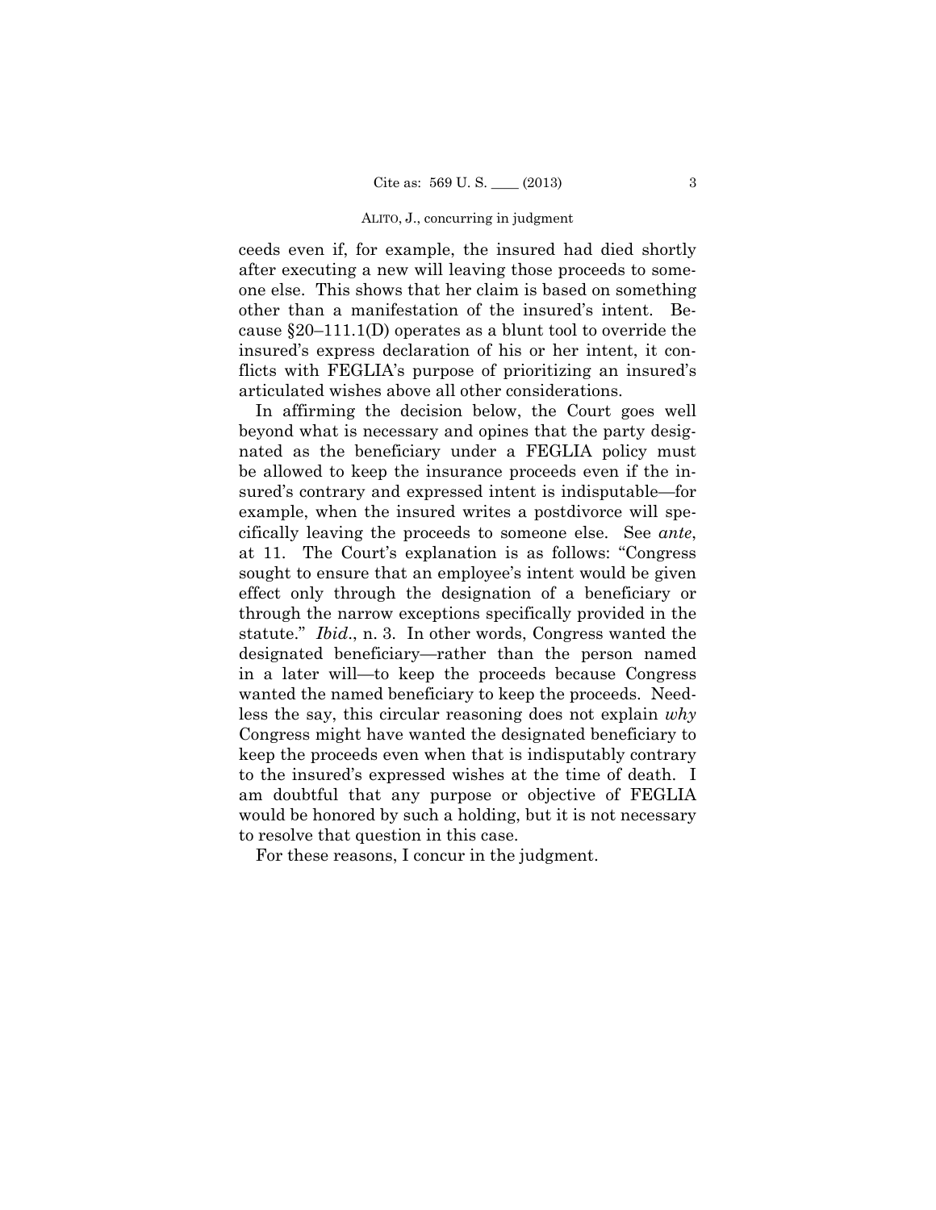ceeds even if, for example, the insured had died shortly after executing a new will leaving those proceeds to someone else. This shows that her claim is based on something other than a manifestation of the insured's intent. Because §20–111.1(D) operates as a blunt tool to override the insured's express declaration of his or her intent, it conflicts with FEGLIA's purpose of prioritizing an insured's articulated wishes above all other considerations.

In affirming the decision below, the Court goes well beyond what is necessary and opines that the party designated as the beneficiary under a FEGLIA policy must be allowed to keep the insurance proceeds even if the insured's contrary and expressed intent is indisputable—for example, when the insured writes a postdivorce will specifically leaving the proceeds to someone else. See *ante*, at 11. The Court's explanation is as follows: "Congress sought to ensure that an employee's intent would be given effect only through the designation of a beneficiary or through the narrow exceptions specifically provided in the statute." *Ibid*., n. 3. In other words, Congress wanted the designated beneficiary—rather than the person named in a later will—to keep the proceeds because Congress wanted the named beneficiary to keep the proceeds. Needless the say, this circular reasoning does not explain *why* Congress might have wanted the designated beneficiary to keep the proceeds even when that is indisputably contrary to the insured's expressed wishes at the time of death. I am doubtful that any purpose or objective of FEGLIA would be honored by such a holding, but it is not necessary to resolve that question in this case.

For these reasons, I concur in the judgment.